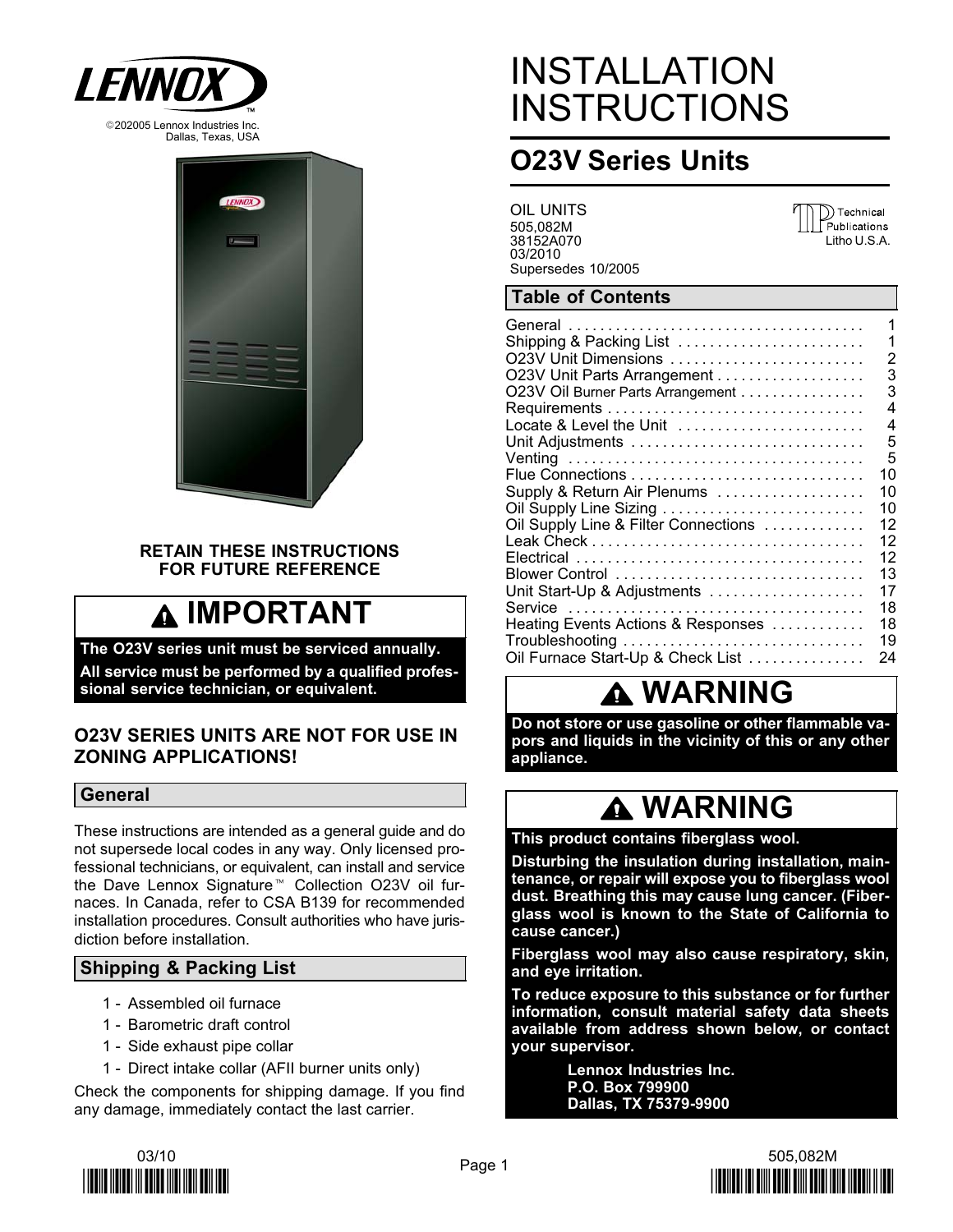LENNOX™

©202005 Lennox Industries Inc.
Dallas, Texas, USA

# INSTALLATION INSTRUCTIONS

## O23V Series Units

OIL UNITS
505,082M
38152A070
03/2010
Supersedes 10/2005

Technical Publications
Litho U.S.A.

**RETAIN THESE INSTRUCTIONS FOR FUTURE REFERENCE**

### ⚠ IMPORTANT

**The O23V series unit must be serviced annually.**

**All service must be performed by a qualified professional service technician, or equivalent.**

### O23V SERIES UNITS ARE NOT FOR USE IN ZONING APPLICATIONS!

### General

These instructions are intended as a general guide and do not supersede local codes in any way. Only licensed professional technicians, or equivalent, can install and service the Dave Lennox Signature™ Collection O23V oil furnaces. In Canada, refer to CSA B139 for recommended installation procedures. Consult authorities who have jurisdiction before installation.

### Shipping & Packing List

1 - Assembled oil furnace
1 - Barometric draft control
1 - Side exhaust pipe collar
1 - Direct intake collar (AFII burner units only)

Check the components for shipping damage. If you find any damage, immediately contact the last carrier.

### Table of Contents

| Section | Page |
|---|---|
| General | 1 |
| Shipping & Packing List | 1 |
| O23V Unit Dimensions | 2 |
| O23V Unit Parts Arrangement | 3 |
| O23V Oil Burner Parts Arrangement | 3 |
| Requirements | 4 |
| Locate & Level the Unit | 4 |
| Unit Adjustments | 5 |
| Venting | 5 |
| Flue Connections | 10 |
| Supply & Return Air Plenums | 10 |
| Oil Supply Line Sizing | 10 |
| Oil Supply Line & Filter Connections | 12 |
| Leak Check | 12 |
| Electrical | 12 |
| Blower Control | 13 |
| Unit Start-Up & Adjustments | 17 |
| Service | 18 |
| Heating Events Actions & Responses | 18 |
| Troubleshooting | 19 |
| Oil Furnace Start-Up & Check List | 24 |

### ⚠ WARNING

**Do not store or use gasoline or other flammable vapors and liquids in the vicinity of this or any other appliance.**

### ⚠ WARNING

**This product contains fiberglass wool.**

**Disturbing the insulation during installation, maintenance, or repair will expose you to fiberglass wool dust. Breathing this may cause lung cancer. (Fiberglass wool is known to the State of California to cause cancer.)**

**Fiberglass wool may also cause respiratory, skin, and eye irritation.**

**To reduce exposure to this substance or for further information, consult material safety data sheets available from address shown below, or contact your supervisor.**

**Lennox Industries Inc.**
**P.O. Box 799900**
**Dallas, TX 75379-9900**

03/10

505,082M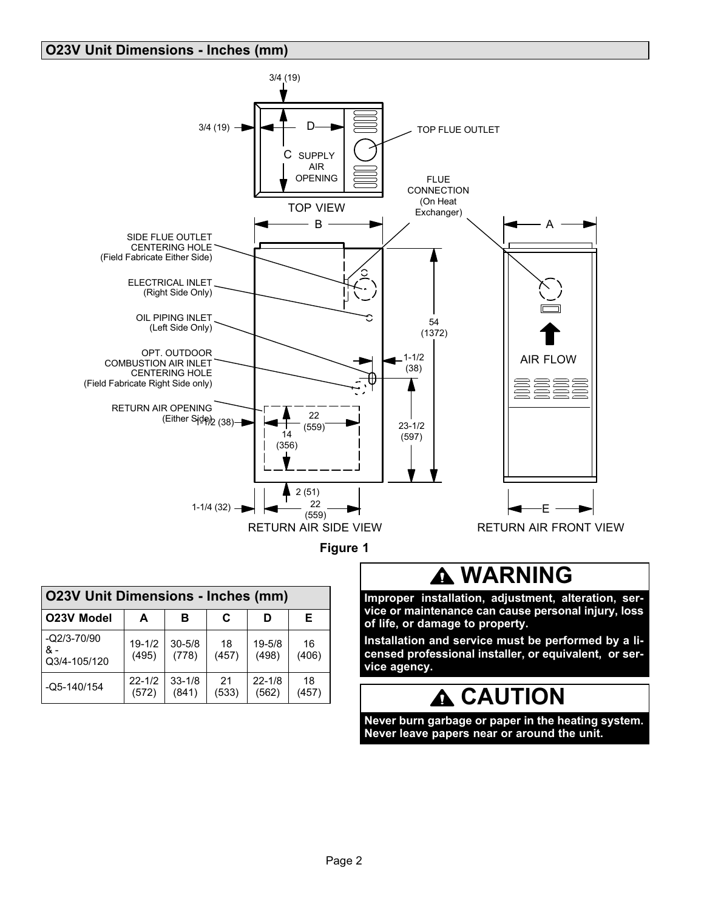## O23V Unit Dimensions - Inches (mm)

3/4 (19)

3/4 (19)

D

C SUPPLY AIR OPENING

TOP FLUE OUTLET

TOP VIEW

FLUE CONNECTION (On Heat Exchanger)

B

A

SIDE FLUE OUTLET CENTERING HOLE (Field Fabricate Either Side)

ELECTRICAL INLET (Right Side Only)

OIL PIPING INLET (Left Side Only)

OPT. OUTDOOR COMBUSTION AIR INLET CENTERING HOLE (Field Fabricate Right Side only)

RETURN AIR OPENING (Either Side)

54 (1372)

1-1/2 (38)

AIR FLOW

1-1/2 (38)

22 (559)

14 (356)

23-1/2 (597)

2 (51)

1-1/4 (32)

22 (559)

E

RETURN AIR SIDE VIEW

RETURN AIR FRONT VIEW

**Figure 1**

| O23V Unit Dimensions - Inches (mm) | | | | | |
|---|---|---|---|---|---|
| **O23V Model** | **A** | **B** | **C** | **D** | **E** |
| -Q2/3-70/90 & -Q3/4-105/120 | 19-1/2 (495) | 30-5/8 (778) | 18 (457) | 19-5/8 (498) | 16 (406) |
| -Q5-140/154 | 22-1/2 (572) | 33-1/8 (841) | 21 (533) | 22-1/8 (562) | 18 (457) |

### WARNING

**Improper installation, adjustment, alteration, service or maintenance can cause personal injury, loss of life, or damage to property.**

**Installation and service must be performed by a licensed professional installer, or equivalent, or service agency.**

### CAUTION

**Never burn garbage or paper in the heating system. Never leave papers near or around the unit.**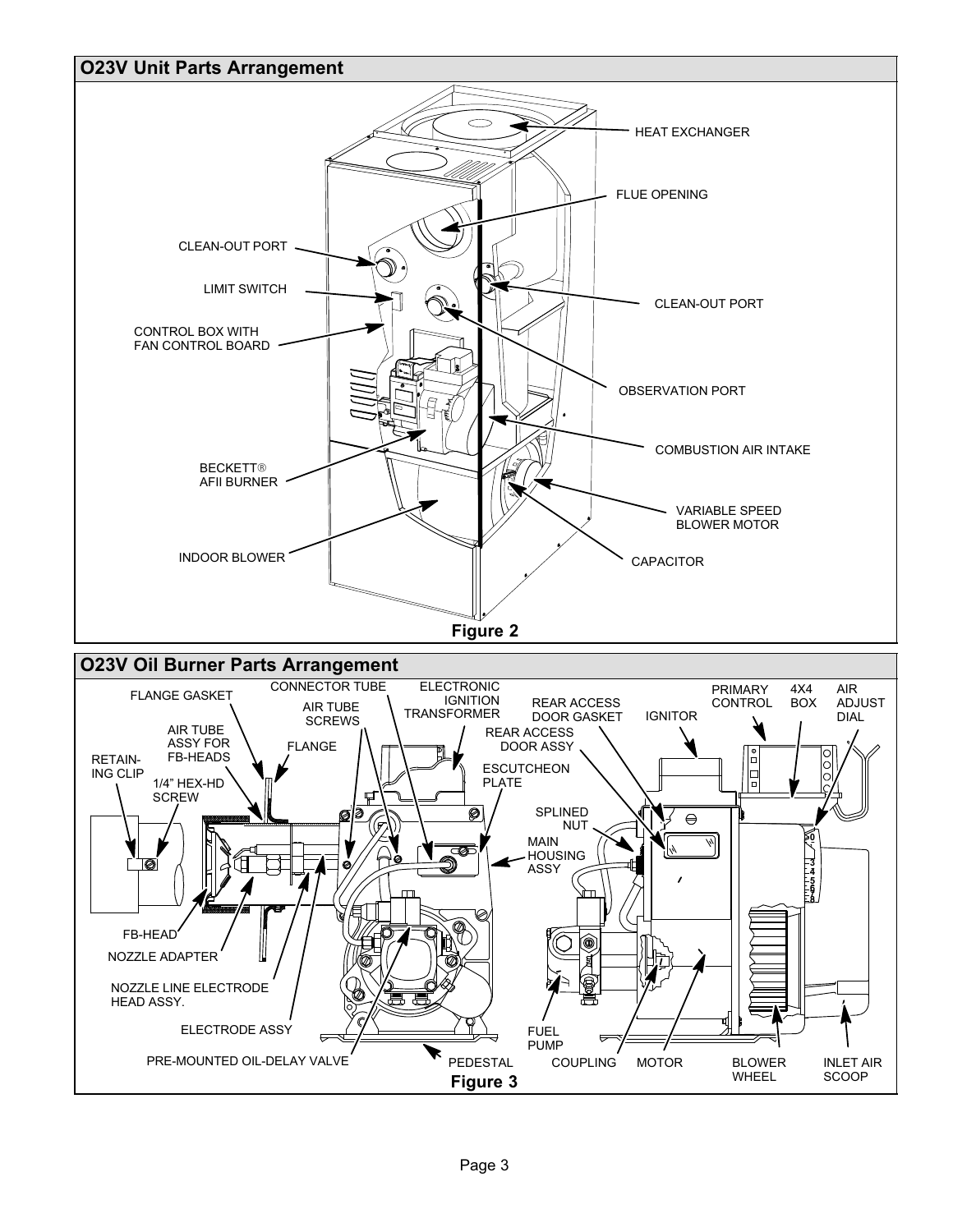## O23V Unit Parts Arrangement

HEAT EXCHANGER

FLUE OPENING

CLEAN-OUT PORT

LIMIT SWITCH

CLEAN-OUT PORT

CONTROL BOX WITH FAN CONTROL BOARD

OBSERVATION PORT

COMBUSTION AIR INTAKE

BECKETT® AFII BURNER

VARIABLE SPEED BLOWER MOTOR

INDOOR BLOWER

CAPACITOR

**Figure 2**

## O23V Oil Burner Parts Arrangement

FLANGE GASKET

CONNECTOR TUBE

AIR TUBE SCREWS

ELECTRONIC IGNITION TRANSFORMER

REAR ACCESS DOOR GASKET

IGNITOR

PRIMARY CONTROL

4X4 BOX

AIR ADJUST DIAL

AIR TUBE ASSY FOR FB-HEADS

FLANGE

REAR ACCESS DOOR ASSY

RETAINING CLIP

1/4" HEX-HD SCREW

ESCUTCHEON PLATE

SPLINED NUT

MAIN HOUSING ASSY

FB-HEAD

NOZZLE ADAPTER

NOZZLE LINE ELECTRODE HEAD ASSY.

ELECTRODE ASSY

FUEL PUMP

PRE-MOUNTED OIL-DELAY VALVE

PEDESTAL

COUPLING

MOTOR

BLOWER WHEEL

INLET AIR SCOOP

**Figure 3**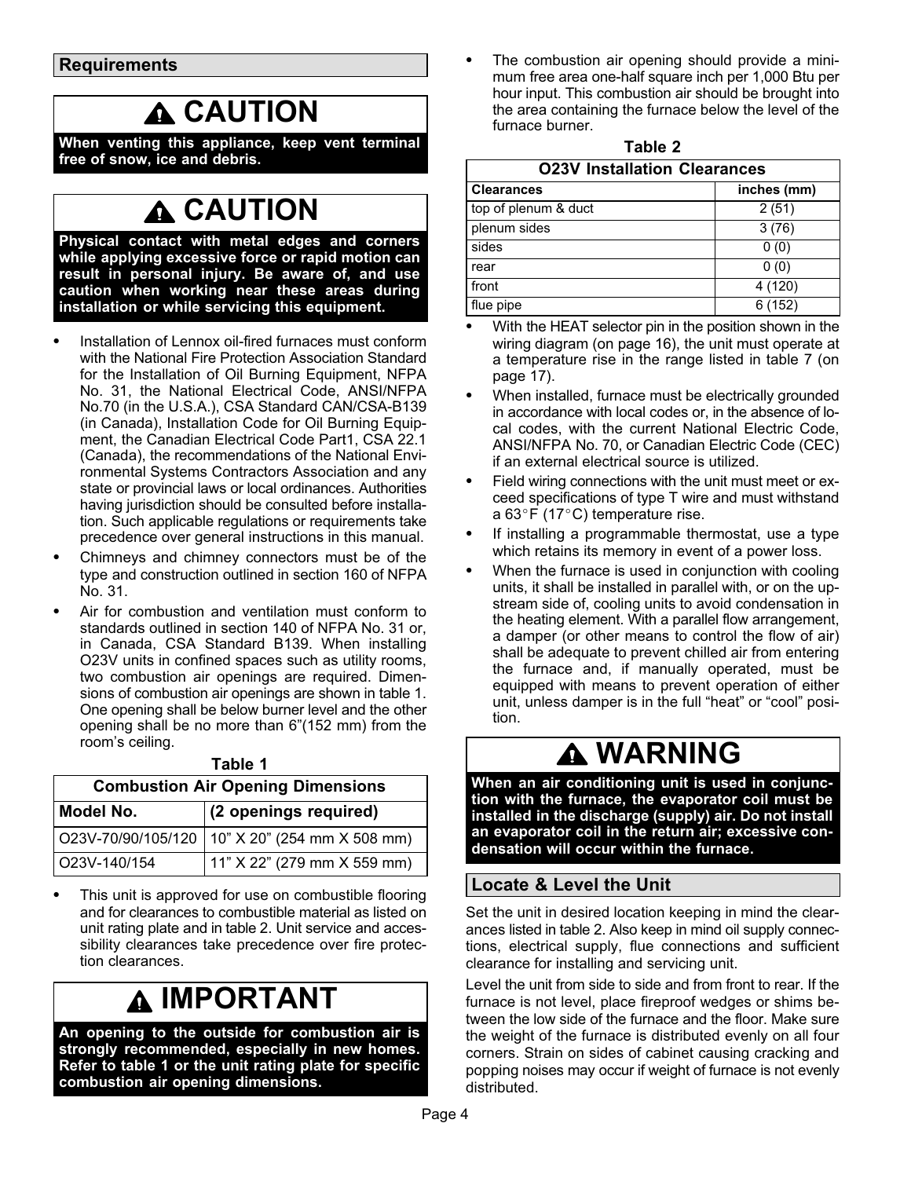## Requirements

> **⚠ CAUTION**
>
> **When venting this appliance, keep vent terminal free of snow, ice and debris.**

> **⚠ CAUTION**
>
> **Physical contact with metal edges and corners while applying excessive force or rapid motion can result in personal injury. Be aware of, and use caution when working near these areas during installation or while servicing this equipment.**

- Installation of Lennox oil-fired furnaces must conform with the National Fire Protection Association Standard for the Installation of Oil Burning Equipment, NFPA No. 31, the National Electrical Code, ANSI/NFPA No.70 (in the U.S.A.), CSA Standard CAN/CSA-B139 (in Canada), Installation Code for Oil Burning Equipment, the Canadian Electrical Code Part1, CSA 22.1 (Canada), the recommendations of the National Environmental Systems Contractors Association and any state or provincial laws or local ordinances. Authorities having jurisdiction should be consulted before installation. Such applicable regulations or requirements take precedence over general instructions in this manual.
- Chimneys and chimney connectors must be of the type and construction outlined in section 160 of NFPA No. 31.
- Air for combustion and ventilation must conform to standards outlined in section 140 of NFPA No. 31 or, in Canada, CSA Standard B139. When installing O23V units in confined spaces such as utility rooms, two combustion air openings are required. Dimensions of combustion air openings are shown in table 1. One opening shall be below burner level and the other opening shall be no more than 6"(152 mm) from the room's ceiling.

**Table 1**

| Combustion Air Opening Dimensions | |
|---|---|
| **Model No.** | **(2 openings required)** |
| O23V-70/90/105/120 | 10" X 20" (254 mm X 508 mm) |
| O23V-140/154 | 11" X 22" (279 mm X 559 mm) |

- This unit is approved for use on combustible flooring and for clearances to combustible material as listed on unit rating plate and in table 2. Unit service and accessibility clearances take precedence over fire protection clearances.

> **⚠ IMPORTANT**
>
> **An opening to the outside for combustion air is strongly recommended, especially in new homes. Refer to table 1 or the unit rating plate for specific combustion air opening dimensions.**

- The combustion air opening should provide a minimum free area one-half square inch per 1,000 Btu per hour input. This combustion air should be brought into the area containing the furnace below the level of the furnace burner.

**Table 2**

| O23V Installation Clearances | |
|---|---|
| **Clearances** | **inches (mm)** |
| top of plenum & duct | 2 (51) |
| plenum sides | 3 (76) |
| sides | 0 (0) |
| rear | 0 (0) |
| front | 4 (120) |
| flue pipe | 6 (152) |

- With the HEAT selector pin in the position shown in the wiring diagram (on page 16), the unit must operate at a temperature rise in the range listed in table 7 (on page 17).
- When installed, furnace must be electrically grounded in accordance with local codes or, in the absence of local codes, with the current National Electric Code, ANSI/NFPA No. 70, or Canadian Electric Code (CEC) if an external electrical source is utilized.
- Field wiring connections with the unit must meet or exceed specifications of type T wire and must withstand a 63°F (17°C) temperature rise.
- If installing a programmable thermostat, use a type which retains its memory in event of a power loss.
- When the furnace is used in conjunction with cooling units, it shall be installed in parallel with, or on the upstream side of, cooling units to avoid condensation in the heating element. With a parallel flow arrangement, a damper (or other means to control the flow of air) shall be adequate to prevent chilled air from entering the furnace and, if manually operated, must be equipped with means to prevent operation of either unit, unless damper is in the full "heat" or "cool" position.

> **⚠ WARNING**
>
> **When an air conditioning unit is used in conjunction with the furnace, the evaporator coil must be installed in the discharge (supply) air. Do not install an evaporator coil in the return air; excessive condensation will occur within the furnace.**

## Locate & Level the Unit

Set the unit in desired location keeping in mind the clearances listed in table 2. Also keep in mind oil supply connections, electrical supply, flue connections and sufficient clearance for installing and servicing unit.

Level the unit from side to side and from front to rear. If the furnace is not level, place fireproof wedges or shims between the low side of the furnace and the floor. Make sure the weight of the furnace is distributed evenly on all four corners. Strain on sides of cabinet causing cracking and popping noises may occur if weight of furnace is not evenly distributed.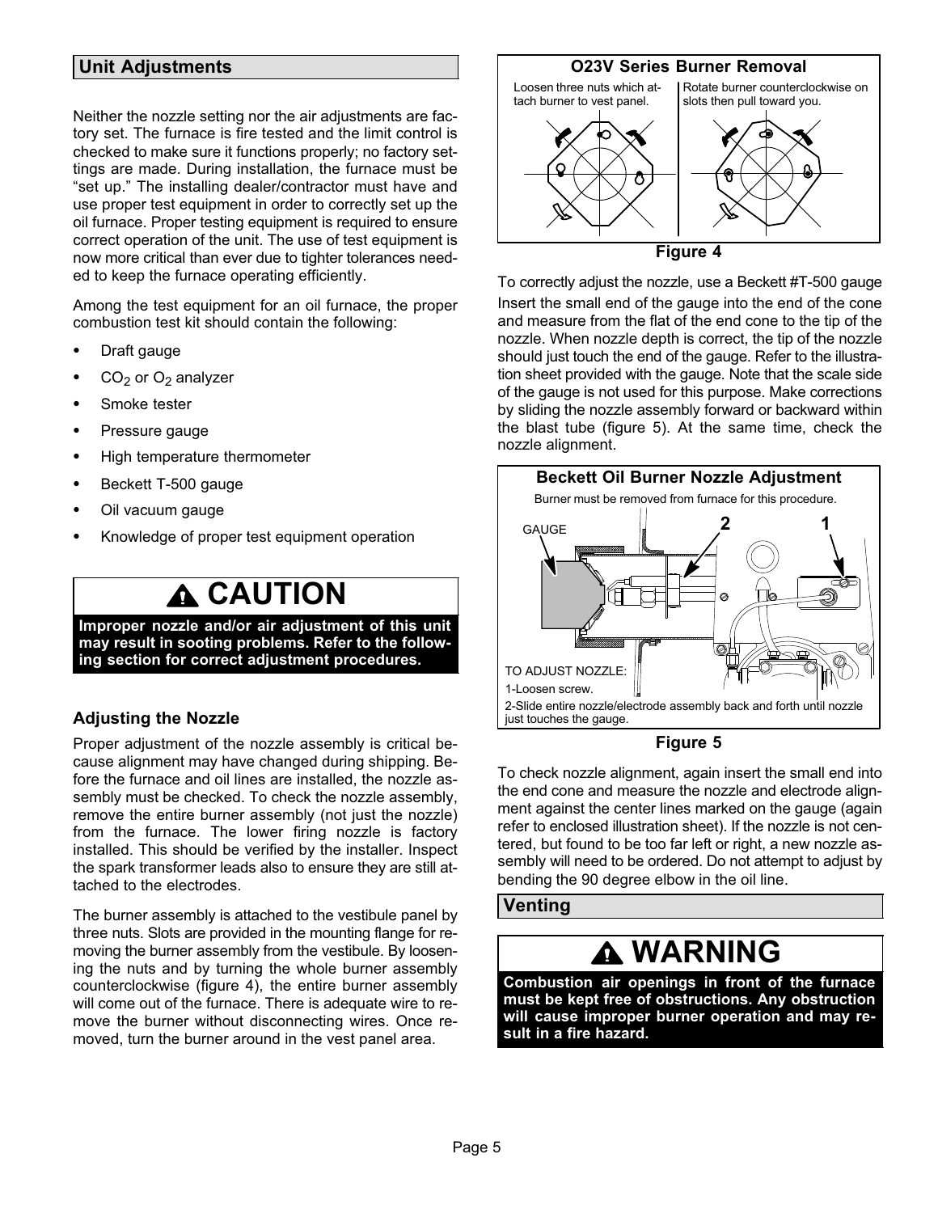## Unit Adjustments

Neither the nozzle setting nor the air adjustments are factory set. The furnace is fire tested and the limit control is checked to make sure it functions properly; no factory settings are made. During installation, the furnace must be "set up." The installing dealer/contractor must have and use proper test equipment in order to correctly set up the oil furnace. Proper testing equipment is required to ensure correct operation of the unit. The use of test equipment is now more critical than ever due to tighter tolerances needed to keep the furnace operating efficiently.

Among the test equipment for an oil furnace, the proper combustion test kit should contain the following:

- Draft gauge
- $CO_2$ or $O_2$ analyzer
- Smoke tester
- Pressure gauge
- High temperature thermometer
- Beckett T-500 gauge
- Oil vacuum gauge
- Knowledge of proper test equipment operation

> **⚠ CAUTION**
>
> **Improper nozzle and/or air adjustment of this unit may result in sooting problems. Refer to the following section for correct adjustment procedures.**

### Adjusting the Nozzle

Proper adjustment of the nozzle assembly is critical because alignment may have changed during shipping. Before the furnace and oil lines are installed, the nozzle assembly must be checked. To check the nozzle assembly, remove the entire burner assembly (not just the nozzle) from the furnace. The lower firing nozzle is factory installed. This should be verified by the installer. Inspect the spark transformer leads also to ensure they are still attached to the electrodes.

The burner assembly is attached to the vestibule panel by three nuts. Slots are provided in the mounting flange for removing the burner assembly from the vestibule. By loosening the nuts and by turning the whole burner assembly counterclockwise (figure 4), the entire burner assembly will come out of the furnace. There is adequate wire to remove the burner without disconnecting wires. Once removed, turn the burner around in the vest panel area.

**O23V Series Burner Removal**

Loosen three nuts which attach burner to vest panel.

Rotate burner counterclockwise on slots then pull toward you.

Figure 4

To correctly adjust the nozzle, use a Beckett #T-500 gauge Insert the small end of the gauge into the end of the cone and measure from the flat of the end cone to the tip of the nozzle. When nozzle depth is correct, the tip of the nozzle should just touch the end of the gauge. Refer to the illustration sheet provided with the gauge. Note that the scale side of the gauge is not used for this purpose. Make corrections by sliding the nozzle assembly forward or backward within the blast tube (figure 5). At the same time, check the nozzle alignment.

**Beckett Oil Burner Nozzle Adjustment**

Burner must be removed from furnace for this procedure.

GAUGE

2 1

TO ADJUST NOZZLE:

1-Loosen screw.

2-Slide entire nozzle/electrode assembly back and forth until nozzle just touches the gauge.

Figure 5

To check nozzle alignment, again insert the small end into the end cone and measure the nozzle and electrode alignment against the center lines marked on the gauge (again refer to enclosed illustration sheet). If the nozzle is not centered, but found to be too far left or right, a new nozzle assembly will need to be ordered. Do not attempt to adjust by bending the 90 degree elbow in the oil line.

## Venting

> **⚠ WARNING**
>
> **Combustion air openings in front of the furnace must be kept free of obstructions. Any obstruction will cause improper burner operation and may result in a fire hazard.**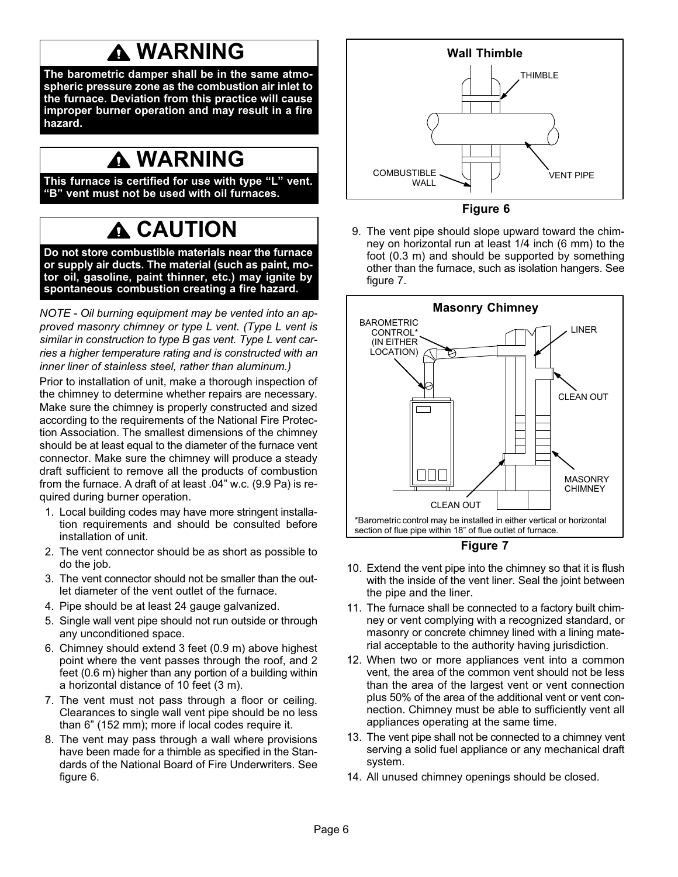## ⚠ WARNING

**The barometric damper shall be in the same atmospheric pressure zone as the combustion air inlet to the furnace. Deviation from this practice will cause improper burner operation and may result in a fire hazard.**

## ⚠ WARNING

**This furnace is certified for use with type "L" vent. "B" vent must not be used with oil furnaces.**

## ⚠ CAUTION

**Do not store combustible materials near the furnace or supply air ducts. The material (such as paint, motor oil, gasoline, paint thinner, etc.) may ignite by spontaneous combustion creating a fire hazard.**

*NOTE - Oil burning equipment may be vented into an approved masonry chimney or type L vent. (Type L vent is similar in construction to type B gas vent. Type L vent carries a higher temperature rating and is constructed with an inner liner of stainless steel, rather than aluminum.)*

Prior to installation of unit, make a thorough inspection of the chimney to determine whether repairs are necessary. Make sure the chimney is properly constructed and sized according to the requirements of the National Fire Protection Association. The smallest dimensions of the chimney should be at least equal to the diameter of the furnace vent connector. Make sure the chimney will produce a steady draft sufficient to remove all the products of combustion from the furnace. A draft of at least .04" w.c. (9.9 Pa) is required during burner operation.

1. Local building codes may have more stringent installation requirements and should be consulted before installation of unit.
2. The vent connector should be as short as possible to do the job.
3. The vent connector should not be smaller than the outlet diameter of the vent outlet of the furnace.
4. Pipe should be at least 24 gauge galvanized.
5. Single wall vent pipe should not run outside or through any unconditioned space.
6. Chimney should extend 3 feet (0.9 m) above highest point where the vent passes through the roof, and 2 feet (0.6 m) higher than any portion of a building within a horizontal distance of 10 feet (3 m).
7. The vent must not pass through a floor or ceiling. Clearances to single wall vent pipe should be no less than 6" (152 mm); more if local codes require it.
8. The vent may pass through a wall where provisions have been made for a thimble as specified in the Standards of the National Board of Fire Underwriters. See figure 6.

**Wall Thimble**

THIMBLE

COMBUSTIBLE WALL

VENT PIPE

**Figure 6**

9. The vent pipe should slope upward toward the chimney on horizontal run at least 1/4 inch (6 mm) to the foot (0.3 m) and should be supported by something other than the furnace, such as isolation hangers. See figure 7.

**Masonry Chimney**

BAROMETRIC CONTROL* (IN EITHER LOCATION)

LINER

CLEAN OUT

MASONRY CHIMNEY

CLEAN OUT

*Barometric control may be installed in either vertical or horizontal section of flue pipe within 18" of flue outlet of furnace.

**Figure 7**

10. Extend the vent pipe into the chimney so that it is flush with the inside of the vent liner. Seal the joint between the pipe and the liner.
11. The furnace shall be connected to a factory built chimney or vent complying with a recognized standard, or masonry or concrete chimney lined with a lining material acceptable to the authority having jurisdiction.
12. When two or more appliances vent into a common vent, the area of the common vent should not be less than the area of the largest vent or vent connection plus 50% of the area of the additional vent or vent connection. Chimney must be able to sufficiently vent all appliances operating at the same time.
13. The vent pipe shall not be connected to a chimney vent serving a solid fuel appliance or any mechanical draft system.
14. All unused chimney openings should be closed.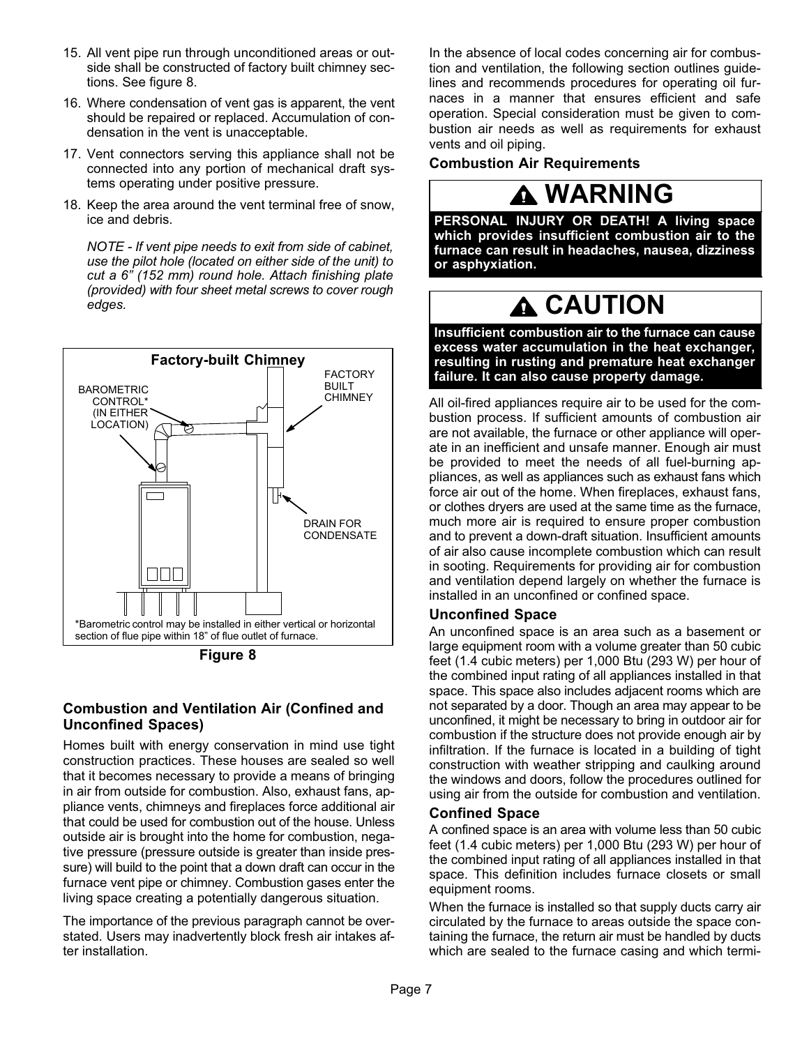15. All vent pipe run through unconditioned areas or outside shall be constructed of factory built chimney sections. See figure 8.
16. Where condensation of vent gas is apparent, the vent should be repaired or replaced. Accumulation of condensation in the vent is unacceptable.
17. Vent connectors serving this appliance shall not be connected into any portion of mechanical draft systems operating under positive pressure.
18. Keep the area around the vent terminal free of snow, ice and debris.

    *NOTE - If vent pipe needs to exit from side of cabinet, use the pilot hole (located on either side of the unit) to cut a 6" (152 mm) round hole. Attach finishing plate (provided) with four sheet metal screws to cover rough edges.*

**Factory-built Chimney**

BAROMETRIC CONTROL* (IN EITHER LOCATION)

FACTORY BUILT CHIMNEY

DRAIN FOR CONDENSATE

*Barometric control may be installed in either vertical or horizontal section of flue pipe within 18" of flue outlet of furnace.

**Figure 8**

### Combustion and Ventilation Air (Confined and Unconfined Spaces)

Homes built with energy conservation in mind use tight construction practices. These houses are sealed so well that it becomes necessary to provide a means of bringing in air from outside for combustion. Also, exhaust fans, appliance vents, chimneys and fireplaces force additional air that could be used for combustion out of the house. Unless outside air is brought into the home for combustion, negative pressure (pressure outside is greater than inside pressure) will build to the point that a down draft can occur in the furnace vent pipe or chimney. Combustion gases enter the living space creating a potentially dangerous situation.

The importance of the previous paragraph cannot be overstated. Users may inadvertently block fresh air intakes after installation.

In the absence of local codes concerning air for combustion and ventilation, the following section outlines guidelines and recommends procedures for operating oil furnaces in a manner that ensures efficient and safe operation. Special consideration must be given to combustion air needs as well as requirements for exhaust vents and oil piping.

### Combustion Air Requirements

**WARNING**

**PERSONAL INJURY OR DEATH! A living space which provides insufficient combustion air to the furnace can result in headaches, nausea, dizziness or asphyxiation.**

**CAUTION**

**Insufficient combustion air to the furnace can cause excess water accumulation in the heat exchanger, resulting in rusting and premature heat exchanger failure. It can also cause property damage.**

All oil-fired appliances require air to be used for the combustion process. If sufficient amounts of combustion air are not available, the furnace or other appliance will operate in an inefficient and unsafe manner. Enough air must be provided to meet the needs of all fuel-burning appliances, as well as appliances such as exhaust fans which force air out of the home. When fireplaces, exhaust fans, or clothes dryers are used at the same time as the furnace, much more air is required to ensure proper combustion and to prevent a down-draft situation. Insufficient amounts of air also cause incomplete combustion which can result in sooting. Requirements for providing air for combustion and ventilation depend largely on whether the furnace is installed in an unconfined or confined space.

### Unconfined Space

An unconfined space is an area such as a basement or large equipment room with a volume greater than 50 cubic feet (1.4 cubic meters) per 1,000 Btu (293 W) per hour of the combined input rating of all appliances installed in that space. This space also includes adjacent rooms which are not separated by a door. Though an area may appear to be unconfined, it might be necessary to bring in outdoor air for combustion if the structure does not provide enough air by infiltration. If the furnace is located in a building of tight construction with weather stripping and caulking around the windows and doors, follow the procedures outlined for using air from the outside for combustion and ventilation.

### Confined Space

A confined space is an area with volume less than 50 cubic feet (1.4 cubic meters) per 1,000 Btu (293 W) per hour of the combined input rating of all appliances installed in that space. This definition includes furnace closets or small equipment rooms.

When the furnace is installed so that supply ducts carry air circulated by the furnace to areas outside the space containing the furnace, the return air must be handled by ducts which are sealed to the furnace casing and which termi-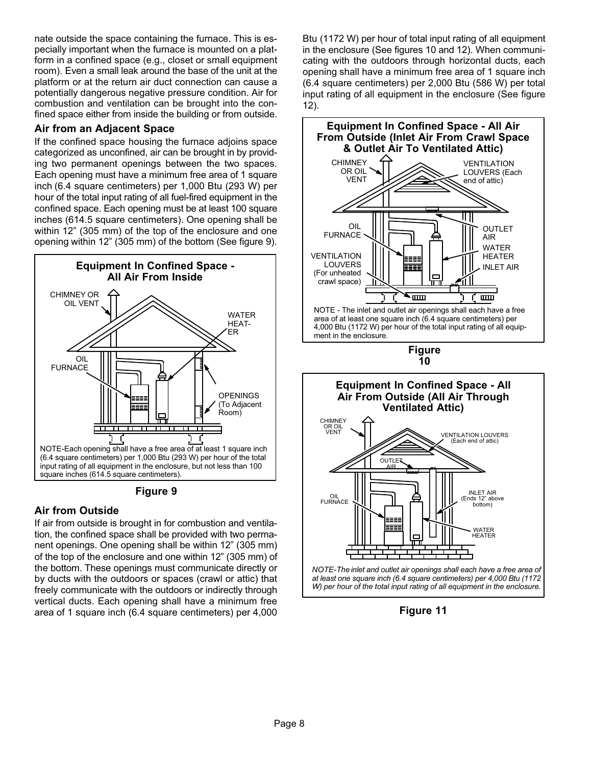nate outside the space containing the furnace. This is especially important when the furnace is mounted on a platform in a confined space (e.g., closet or small equipment room). Even a small leak around the base of the unit at the platform or at the return air duct connection can cause a potentially dangerous negative pressure condition. Air for combustion and ventilation can be brought into the confined space either from inside the building or from outside.

### Air from an Adjacent Space

If the confined space housing the furnace adjoins space categorized as unconfined, air can be brought in by providing two permanent openings between the two spaces. Each opening must have a minimum free area of 1 square inch (6.4 square centimeters) per 1,000 Btu (293 W) per hour of the total input rating of all fuel-fired equipment in the confined space. Each opening must be at least 100 square inches (614.5 square centimeters). One opening shall be within 12" (305 mm) of the top of the enclosure and one opening within 12" (305 mm) of the bottom (See figure 9).

**Equipment In Confined Space - All Air From Inside**

CHIMNEY OR OIL VENT

WATER HEATER

OIL FURNACE

OPENINGS (To Adjacent Room)

NOTE-Each opening shall have a free area of at least 1 square inch (6.4 square centimeters) per 1,000 Btu (293 W) per hour of the total input rating of all equipment in the enclosure, but not less than 100 square inches (614.5 square centimeters).

**Figure 9**

### Air from Outside

If air from outside is brought in for combustion and ventilation, the confined space shall be provided with two permanent openings. One opening shall be within 12" (305 mm) of the top of the enclosure and one within 12" (305 mm) of the bottom. These openings must communicate directly or by ducts with the outdoors or spaces (crawl or attic) that freely communicate with the outdoors or indirectly through vertical ducts. Each opening shall have a minimum free area of 1 square inch (6.4 square centimeters) per 4,000 Btu (1172 W) per hour of total input rating of all equipment in the enclosure (See figures 10 and 12). When communicating with the outdoors through horizontal ducts, each opening shall have a minimum free area of 1 square inch (6.4 square centimeters) per 2,000 Btu (586 W) per total input rating of all equipment in the enclosure (See figure 12).

**Equipment In Confined Space - All Air From Outside (Inlet Air From Crawl Space & Outlet Air To Ventilated Attic)**

CHIMNEY OR OIL VENT

VENTILATION LOUVERS (Each end of attic)

OIL FURNACE

OUTLET AIR

WATER HEATER

VENTILATION LOUVERS (For unheated crawl space)

INLET AIR

NOTE - The inlet and outlet air openings shall each have a free area of at least one square inch (6.4 square centimeters) per 4,000 Btu (1172 W) per hour of the total input rating of all equipment in the enclosure.

**Figure 10**

**Equipment In Confined Space - All Air From Outside (All Air Through Ventilated Attic)**

CHIMNEY OR OIL VENT

VENTILATION LOUVERS (Each end of attic)

OUTLET AIR

OIL FURNACE

INLET AIR (Ends 12" above bottom)

WATER HEATER

*NOTE-The inlet and outlet air openings shall each have a free area of at least one square inch (6.4 square centimeters) per 4,000 Btu (1172 W) per hour of the total input rating of all equipment in the enclosure.*

**Figure 11**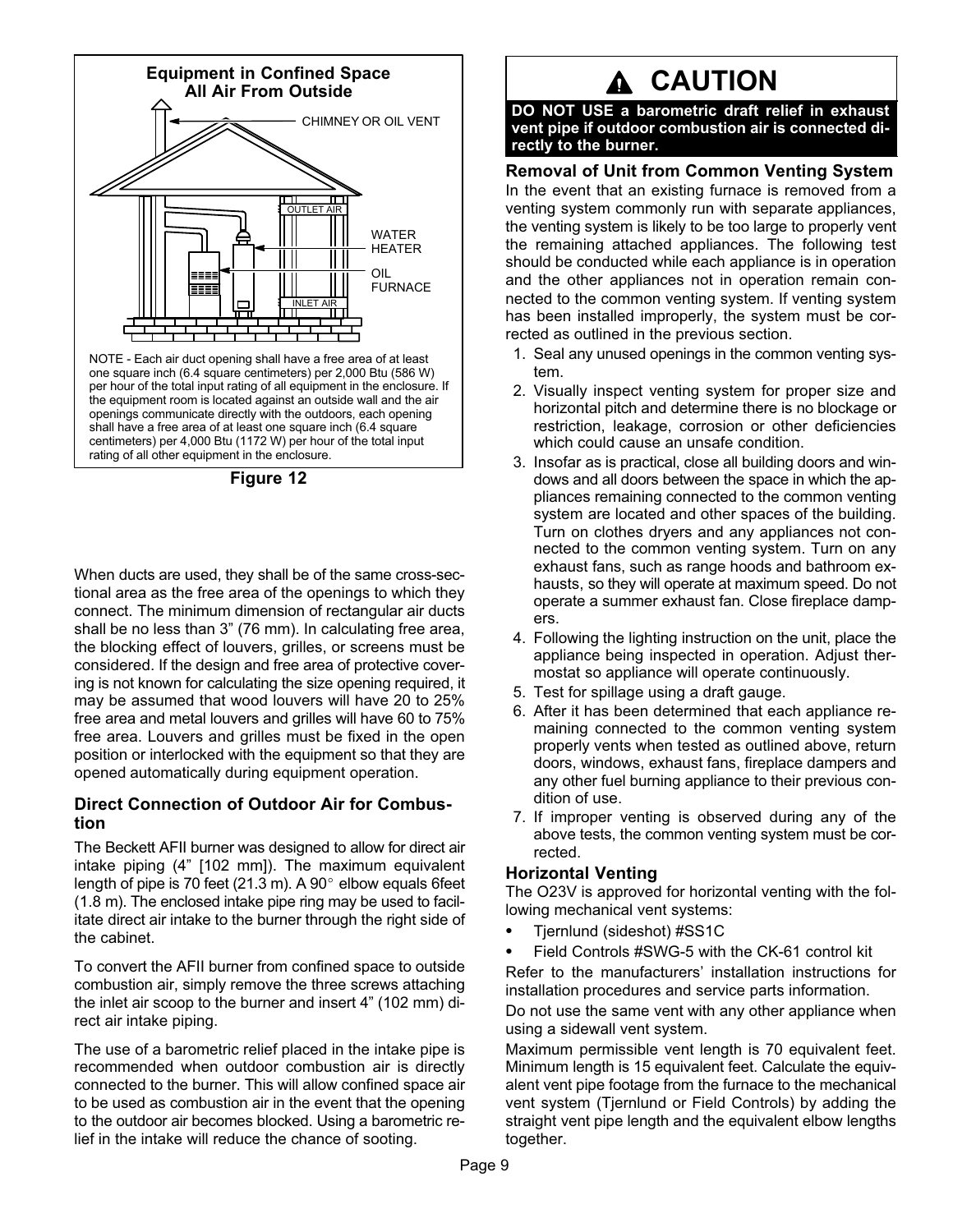**Equipment in Confined Space**
**All Air From Outside**

CHIMNEY OR OIL VENT

OUTLET AIR

WATER HEATER

OIL FURNACE

INLET AIR

NOTE - Each air duct opening shall have a free area of at least one square inch (6.4 square centimeters) per 2,000 Btu (586 W) per hour of the total input rating of all equipment in the enclosure. If the equipment room is located against an outside wall and the air openings communicate directly with the outdoors, each opening shall have a free area of at least one square inch (6.4 square centimeters) per 4,000 Btu (1172 W) per hour of the total input rating of all other equipment in the enclosure.

**Figure 12**

When ducts are used, they shall be of the same cross-sectional area as the free area of the openings to which they connect. The minimum dimension of rectangular air ducts shall be no less than 3" (76 mm). In calculating free area, the blocking effect of louvers, grilles, or screens must be considered. If the design and free area of protective covering is not known for calculating the size opening required, it may be assumed that wood louvers will have 20 to 25% free area and metal louvers and grilles will have 60 to 75% free area. Louvers and grilles must be fixed in the open position or interlocked with the equipment so that they are opened automatically during equipment operation.

### Direct Connection of Outdoor Air for Combustion

The Beckett AFII burner was designed to allow for direct air intake piping (4" [102 mm]). The maximum equivalent length of pipe is 70 feet (21.3 m). A 90° elbow equals 6feet (1.8 m). The enclosed intake pipe ring may be used to facilitate direct air intake to the burner through the right side of the cabinet.

To convert the AFII burner from confined space to outside combustion air, simply remove the three screws attaching the inlet air scoop to the burner and insert 4" (102 mm) direct air intake piping.

The use of a barometric relief placed in the intake pipe is recommended when outdoor combustion air is directly connected to the burner. This will allow confined space air to be used as combustion air in the event that the opening to the outdoor air becomes blocked. Using a barometric relief in the intake will reduce the chance of sooting.

**⚠ CAUTION**

**DO NOT USE a barometric draft relief in exhaust vent pipe if outdoor combustion air is connected directly to the burner.**

### Removal of Unit from Common Venting System

In the event that an existing furnace is removed from a venting system commonly run with separate appliances, the venting system is likely to be too large to properly vent the remaining attached appliances. The following test should be conducted while each appliance is in operation and the other appliances not in operation remain connected to the common venting system. If venting system has been installed improperly, the system must be corrected as outlined in the previous section.

1. Seal any unused openings in the common venting system.
2. Visually inspect venting system for proper size and horizontal pitch and determine there is no blockage or restriction, leakage, corrosion or other deficiencies which could cause an unsafe condition.
3. Insofar as is practical, close all building doors and windows and all doors between the space in which the appliances remaining connected to the common venting system are located and other spaces of the building. Turn on clothes dryers and any appliances not connected to the common venting system. Turn on any exhaust fans, such as range hoods and bathroom exhausts, so they will operate at maximum speed. Do not operate a summer exhaust fan. Close fireplace dampers.
4. Following the lighting instruction on the unit, place the appliance being inspected in operation. Adjust thermostat so appliance will operate continuously.
5. Test for spillage using a draft gauge.
6. After it has been determined that each appliance remaining connected to the common venting system properly vents when tested as outlined above, return doors, windows, exhaust fans, fireplace dampers and any other fuel burning appliance to their previous condition of use.
7. If improper venting is observed during any of the above tests, the common venting system must be corrected.

### Horizontal Venting

The O23V is approved for horizontal venting with the following mechanical vent systems:

- Tjernlund (sideshot) #SS1C
- Field Controls #SWG-5 with the CK-61 control kit

Refer to the manufacturers' installation instructions for installation procedures and service parts information.

Do not use the same vent with any other appliance when using a sidewall vent system.

Maximum permissible vent length is 70 equivalent feet. Minimum length is 15 equivalent feet. Calculate the equivalent vent pipe footage from the furnace to the mechanical vent system (Tjernlund or Field Controls) by adding the straight vent pipe length and the equivalent elbow lengths together.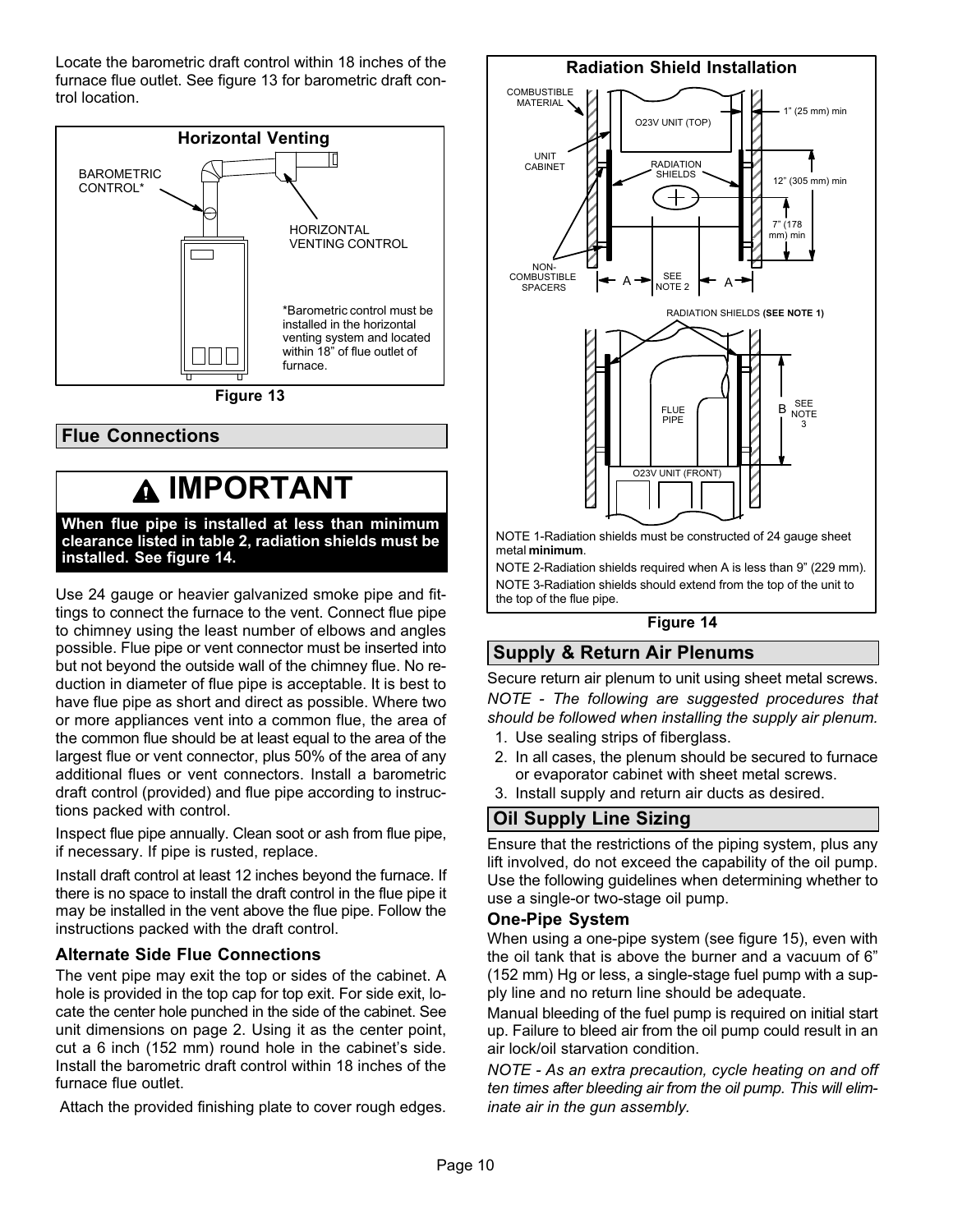Locate the barometric draft control within 18 inches of the furnace flue outlet. See figure 13 for barometric draft control location.

**Horizontal Venting**

BAROMETRIC CONTROL*

HORIZONTAL VENTING CONTROL

*Barometric control must be installed in the horizontal venting system and located within 18" of flue outlet of furnace.

Figure 13

## Flue Connections

> **⚠ IMPORTANT**
>
> **When flue pipe is installed at less than minimum clearance listed in table 2, radiation shields must be installed. See figure 14.**

Use 24 gauge or heavier galvanized smoke pipe and fittings to connect the furnace to the vent. Connect flue pipe to chimney using the least number of elbows and angles possible. Flue pipe or vent connector must be inserted into but not beyond the outside wall of the chimney flue. No reduction in diameter of flue pipe is acceptable. It is best to have flue pipe as short and direct as possible. Where two or more appliances vent into a common flue, the area of the common flue should be at least equal to the area of the largest flue or vent connector, plus 50% of the area of any additional flues or vent connectors. Install a barometric draft control (provided) and flue pipe according to instructions packed with control.

Inspect flue pipe annually. Clean soot or ash from flue pipe, if necessary. If pipe is rusted, replace.

Install draft control at least 12 inches beyond the furnace. If there is no space to install the draft control in the flue pipe it may be installed in the vent above the flue pipe. Follow the instructions packed with the draft control.

### Alternate Side Flue Connections

The vent pipe may exit the top or sides of the cabinet. A hole is provided in the top cap for top exit. For side exit, locate the center hole punched in the side of the cabinet. See unit dimensions on page 2. Using it as the center point, cut a 6 inch (152 mm) round hole in the cabinet's side. Install the barometric draft control within 18 inches of the furnace flue outlet.

Attach the provided finishing plate to cover rough edges.

**Radiation Shield Installation**

COMBUSTIBLE MATERIAL

UNIT CABINET

NON-COMBUSTIBLE SPACERS

O23V UNIT (TOP)

RADIATION SHIELDS

1" (25 mm) min

12" (305 mm) min

7" (178 mm) min

A — SEE NOTE 2 — A

RADIATION SHIELDS **(SEE NOTE 1)**

FLUE PIPE

B SEE NOTE 3

O23V UNIT (FRONT)

NOTE 1-Radiation shields must be constructed of 24 gauge sheet metal **minimum**.

NOTE 2-Radiation shields required when A is less than 9" (229 mm).

NOTE 3-Radiation shields should extend from the top of the unit to the top of the flue pipe.

Figure 14

## Supply & Return Air Plenums

Secure return air plenum to unit using sheet metal screws.

*NOTE - The following are suggested procedures that should be followed when installing the supply air plenum.*

1. Use sealing strips of fiberglass.
2. In all cases, the plenum should be secured to furnace or evaporator cabinet with sheet metal screws.
3. Install supply and return air ducts as desired.

## Oil Supply Line Sizing

Ensure that the restrictions of the piping system, plus any lift involved, do not exceed the capability of the oil pump. Use the following guidelines when determining whether to use a single-or two-stage oil pump.

### One-Pipe System

When using a one-pipe system (see figure 15), even with the oil tank that is above the burner and a vacuum of 6" (152 mm) Hg or less, a single-stage fuel pump with a supply line and no return line should be adequate.

Manual bleeding of the fuel pump is required on initial start up. Failure to bleed air from the oil pump could result in an air lock/oil starvation condition.

*NOTE - As an extra precaution, cycle heating on and off ten times after bleeding air from the oil pump. This will eliminate air in the gun assembly.*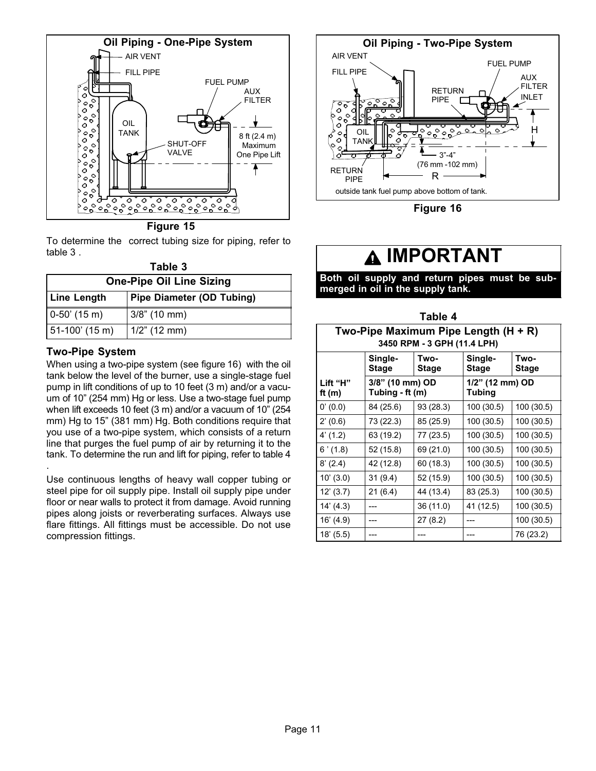**Oil Piping - One-Pipe System**

AIR VENT

FILL PIPE

FUEL PUMP

AUX FILTER

OIL TANK

SHUT-OFF VALVE

8 ft (2.4 m) Maximum One Pipe Lift

Figure 15

To determine the correct tubing size for piping, refer to table 3 .

**Table 3**

| One-Pipe Oil Line Sizing | |
|---|---|
| **Line Length** | **Pipe Diameter (OD Tubing)** |
| 0-50' (15 m) | 3/8" (10 mm) |
| 51-100' (15 m) | 1/2" (12 mm) |

### Two-Pipe System

When using a two-pipe system (see figure 16) with the oil tank below the level of the burner, use a single-stage fuel pump in lift conditions of up to 10 feet (3 m) and/or a vacuum of 10" (254 mm) Hg or less. Use a two-stage fuel pump when lift exceeds 10 feet (3 m) and/or a vacuum of 10" (254 mm) Hg to 15" (381 mm) Hg. Both conditions require that you use of a two-pipe system, which consists of a return line that purges the fuel pump of air by returning it to the tank. To determine the run and lift for piping, refer to table 4 .

Use continuous lengths of heavy wall copper tubing or steel pipe for oil supply pipe. Install oil supply pipe under floor or near walls to protect it from damage. Avoid running pipes along joists or reverberating surfaces. Always use flare fittings. All fittings must be accessible. Do not use compression fittings.

**Oil Piping - Two-Pipe System**

AIR VENT

FILL PIPE

FUEL PUMP

AUX FILTER INLET

RETURN PIPE

OIL TANK

H

3"-4" (76 mm -102 mm)

RETURN PIPE

R

outside tank fuel pump above bottom of tank.

Figure 16

## ⚠ IMPORTANT

**Both oil supply and return pipes must be submerged in oil in the supply tank.**

**Table 4**

| Two-Pipe Maximum Pipe Length (H + R) 3450 RPM - 3 GPH (11.4 LPH) | | | | |
|---|---|---|---|---|
| | **Single-Stage** | **Two-Stage** | **Single-Stage** | **Two-Stage** |
| **Lift "H" ft (m)** | **3/8" (10 mm) OD Tubing - ft (m)** | | **1/2" (12 mm) OD Tubing** | |
| 0' (0.0) | 84 (25.6) | 93 (28.3) | 100 (30.5) | 100 (30.5) |
| 2' (0.6) | 73 (22.3) | 85 (25.9) | 100 (30.5) | 100 (30.5) |
| 4' (1.2) | 63 (19.2) | 77 (23.5) | 100 (30.5) | 100 (30.5) |
| 6 ' (1.8) | 52 (15.8) | 69 (21.0) | 100 (30.5) | 100 (30.5) |
| 8' (2.4) | 42 (12.8) | 60 (18.3) | 100 (30.5) | 100 (30.5) |
| 10' (3.0) | 31 (9.4) | 52 (15.9) | 100 (30.5) | 100 (30.5) |
| 12' (3.7) | 21 (6.4) | 44 (13.4) | 83 (25.3) | 100 (30.5) |
| 14' (4.3) | --- | 36 (11.0) | 41 (12.5) | 100 (30.5) |
| 16' (4.9) | --- | 27 (8.2) | --- | 100 (30.5) |
| 18' (5.5) | --- | --- | --- | 76 (23.2) |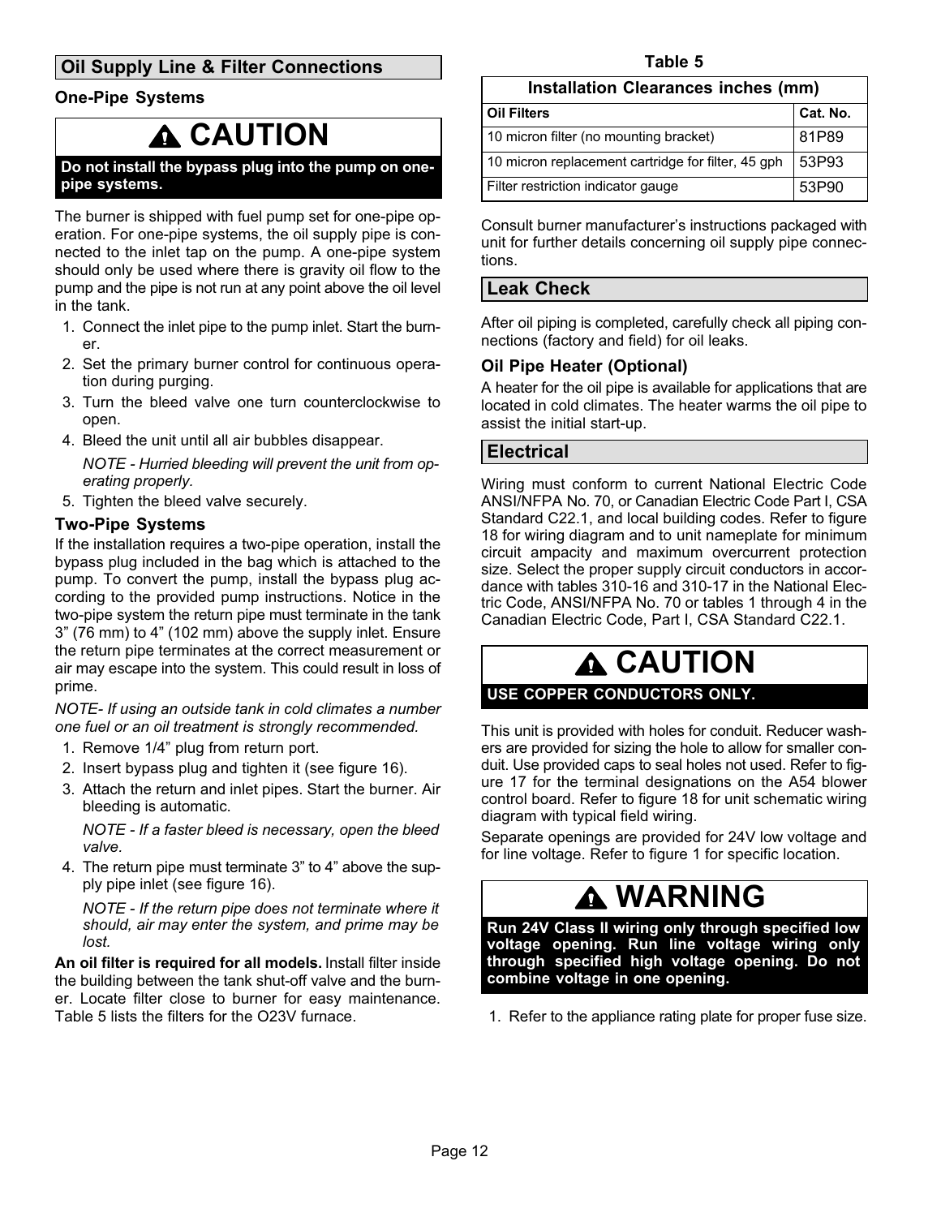## Oil Supply Line & Filter Connections

### One-Pipe Systems

**⚠ CAUTION**

**Do not install the bypass plug into the pump on one-pipe systems.**

The burner is shipped with fuel pump set for one-pipe operation. For one-pipe systems, the oil supply pipe is connected to the inlet tap on the pump. A one-pipe system should only be used where there is gravity oil flow to the pump and the pipe is not run at any point above the oil level in the tank.

1. Connect the inlet pipe to the pump inlet. Start the burner.
2. Set the primary burner control for continuous operation during purging.
3. Turn the bleed valve one turn counterclockwise to open.
4. Bleed the unit until all air bubbles disappear.

   *NOTE - Hurried bleeding will prevent the unit from operating properly.*
5. Tighten the bleed valve securely.

### Two-Pipe Systems

If the installation requires a two-pipe operation, install the bypass plug included in the bag which is attached to the pump. To convert the pump, install the bypass plug according to the provided pump instructions. Notice in the two-pipe system the return pipe must terminate in the tank 3" (76 mm) to 4" (102 mm) above the supply inlet. Ensure the return pipe terminates at the correct measurement or air may escape into the system. This could result in loss of prime.

*NOTE- If using an outside tank in cold climates a number one fuel or an oil treatment is strongly recommended.*

1. Remove 1/4" plug from return port.
2. Insert bypass plug and tighten it (see figure 16).
3. Attach the return and inlet pipes. Start the burner. Air bleeding is automatic.

   *NOTE - If a faster bleed is necessary, open the bleed valve.*
4. The return pipe must terminate 3" to 4" above the supply pipe inlet (see figure 16).

   *NOTE - If the return pipe does not terminate where it should, air may enter the system, and prime may be lost.*

**An oil filter is required for all models.** Install filter inside the building between the tank shut-off valve and the burner. Locate filter close to burner for easy maintenance. Table 5 lists the filters for the O23V furnace.

**Table 5**

| Installation Clearances inches (mm) | |
|---|---|
| **Oil Filters** | **Cat. No.** |
| 10 micron filter (no mounting bracket) | 81P89 |
| 10 micron replacement cartridge for filter, 45 gph | 53P93 |
| Filter restriction indicator gauge | 53P90 |

Consult burner manufacturer's instructions packaged with unit for further details concerning oil supply pipe connections.

## Leak Check

After oil piping is completed, carefully check all piping connections (factory and field) for oil leaks.

### Oil Pipe Heater (Optional)

A heater for the oil pipe is available for applications that are located in cold climates. The heater warms the oil pipe to assist the initial start-up.

## Electrical

Wiring must conform to current National Electric Code ANSI/NFPA No. 70, or Canadian Electric Code Part I, CSA Standard C22.1, and local building codes. Refer to figure 18 for wiring diagram and to unit nameplate for minimum circuit ampacity and maximum overcurrent protection size. Select the proper supply circuit conductors in accordance with tables 310-16 and 310-17 in the National Electric Code, ANSI/NFPA No. 70 or tables 1 through 4 in the Canadian Electric Code, Part I, CSA Standard C22.1.

**⚠ CAUTION**

**USE COPPER CONDUCTORS ONLY.**

This unit is provided with holes for conduit. Reducer washers are provided for sizing the hole to allow for smaller conduit. Use provided caps to seal holes not used. Refer to figure 17 for the terminal designations on the A54 blower control board. Refer to figure 18 for unit schematic wiring diagram with typical field wiring.

Separate openings are provided for 24V low voltage and for line voltage. Refer to figure 1 for specific location.

**⚠ WARNING**

**Run 24V Class II wiring only through specified low voltage opening. Run line voltage wiring only through specified high voltage opening. Do not combine voltage in one opening.**

1. Refer to the appliance rating plate for proper fuse size.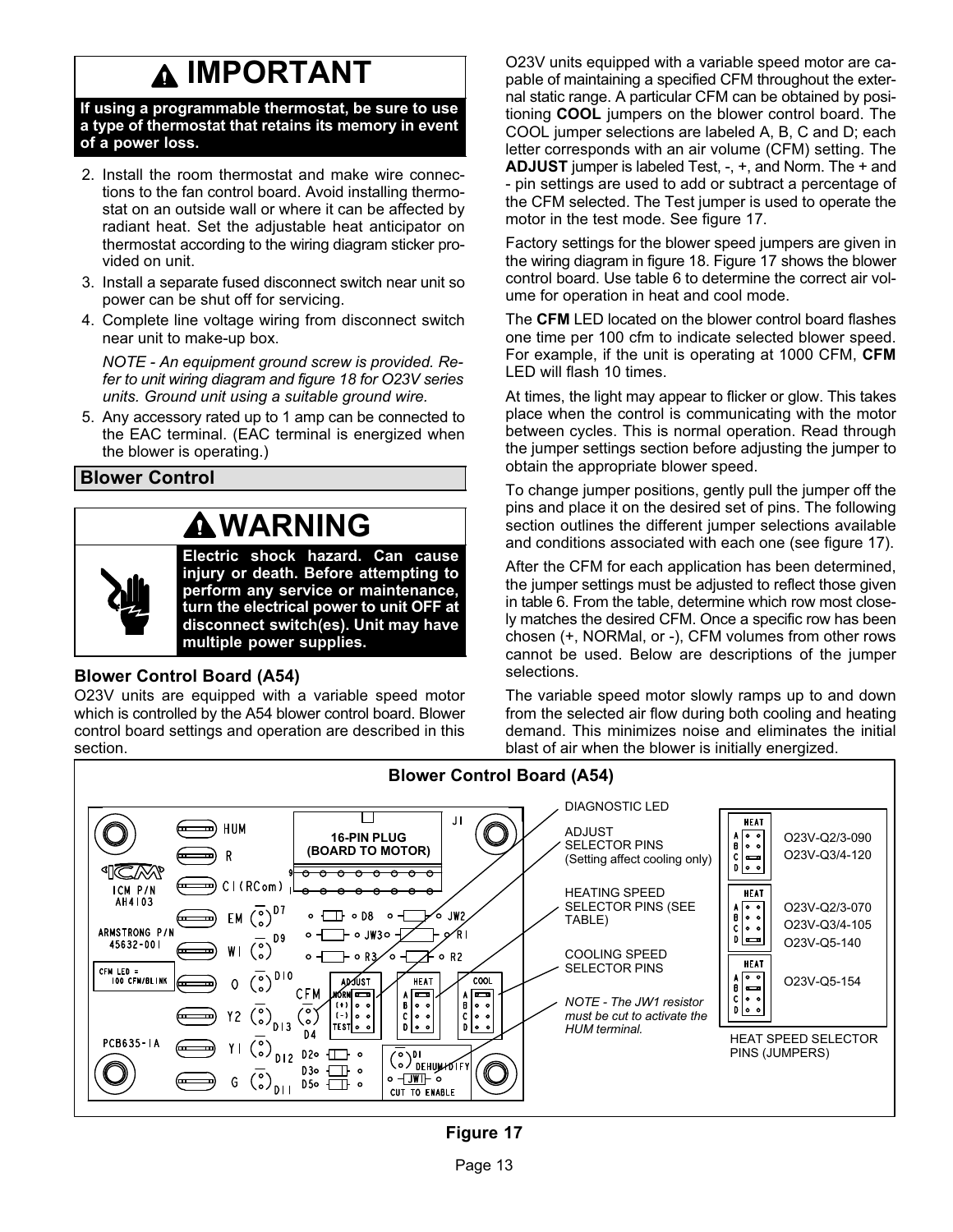## ⚠ IMPORTANT

**If using a programmable thermostat, be sure to use a type of thermostat that retains its memory in event of a power loss.**

2. Install the room thermostat and make wire connections to the fan control board. Avoid installing thermostat on an outside wall or where it can be affected by radiant heat. Set the adjustable heat anticipator on thermostat according to the wiring diagram sticker provided on unit.
3. Install a separate fused disconnect switch near unit so power can be shut off for servicing.
4. Complete line voltage wiring from disconnect switch near unit to make-up box.

   *NOTE - An equipment ground screw is provided. Refer to unit wiring diagram and figure 18 for O23V series units. Ground unit using a suitable ground wire.*

5. Any accessory rated up to 1 amp can be connected to the EAC terminal. (EAC terminal is energized when the blower is operating.)

## Blower Control

## ⚠ WARNING

**Electric shock hazard. Can cause injury or death. Before attempting to perform any service or maintenance, turn the electrical power to unit OFF at disconnect switch(es). Unit may have multiple power supplies.**

### Blower Control Board (A54)

O23V units are equipped with a variable speed motor which is controlled by the A54 blower control board. Blower control board settings and operation are described in this section.

O23V units equipped with a variable speed motor are capable of maintaining a specified CFM throughout the external static range. A particular CFM can be obtained by positioning **COOL** jumpers on the blower control board. The COOL jumper selections are labeled A, B, C and D; each letter corresponds with an air volume (CFM) setting. The **ADJUST** jumper is labeled Test, -, +, and Norm. The + and - pin settings are used to add or subtract a percentage of the CFM selected. The Test jumper is used to operate the motor in the test mode. See figure 17.

Factory settings for the blower speed jumpers are given in the wiring diagram in figure 18. Figure 17 shows the blower control board. Use table 6 to determine the correct air volume for operation in heat and cool mode.

The **CFM** LED located on the blower control board flashes one time per 100 cfm to indicate selected blower speed. For example, if the unit is operating at 1000 CFM, **CFM** LED will flash 10 times.

At times, the light may appear to flicker or glow. This takes place when the control is communicating with the motor between cycles. This is normal operation. Read through the jumper settings section before adjusting the jumper to obtain the appropriate blower speed.

To change jumper positions, gently pull the jumper off the pins and place it on the desired set of pins. The following section outlines the different jumper selections available and conditions associated with each one (see figure 17).

After the CFM for each application has been determined, the jumper settings must be adjusted to reflect those given in table 6. From the table, determine which row most closely matches the desired CFM. Once a specific row has been chosen (+, NORMal, or -), CFM volumes from other rows cannot be used. Below are descriptions of the jumper selections.

The variable speed motor slowly ramps up to and down from the selected air flow during both cooling and heating demand. This minimizes noise and eliminates the initial blast of air when the blower is initially energized.

**Blower Control Board (A54)**

HUM, R, C1 (RCom), EM, W1, O, Y2, Y1, G; 16-PIN PLUG (BOARD TO MOTOR); J1; ICM P/N AH4103; ARMSTRONG P/N 45632-001; CFM LED = 100 CFM/BLINK; PCB635-1A; D7, D8, JW2, D9, JW3, R1, R3, R2, D10, D13, D12, D11, CFM, D4, D2, D3, D5, D1, DEHUMIDIFY, JW1, CUT TO ENABLE; ADJUST (NORM, (+), (-), TEST); HEAT (A, B, C, D); COOL (A, B, C, D)

DIAGNOSTIC LED

ADJUST SELECTOR PINS (Setting affect cooling only)

HEATING SPEED SELECTOR PINS (SEE TABLE)

COOLING SPEED SELECTOR PINS

*NOTE - The JW1 resistor must be cut to activate the HUM terminal.*

HEAT (jumper on C): O23V-Q2/3-090, O23V-Q3/4-120

HEAT (jumper on D): O23V-Q2/3-070, O23V-Q3/4-105, O23V-Q5-140

HEAT (jumper on B): O23V-Q5-154

HEAT SPEED SELECTOR PINS (JUMPERS)

**Figure 17**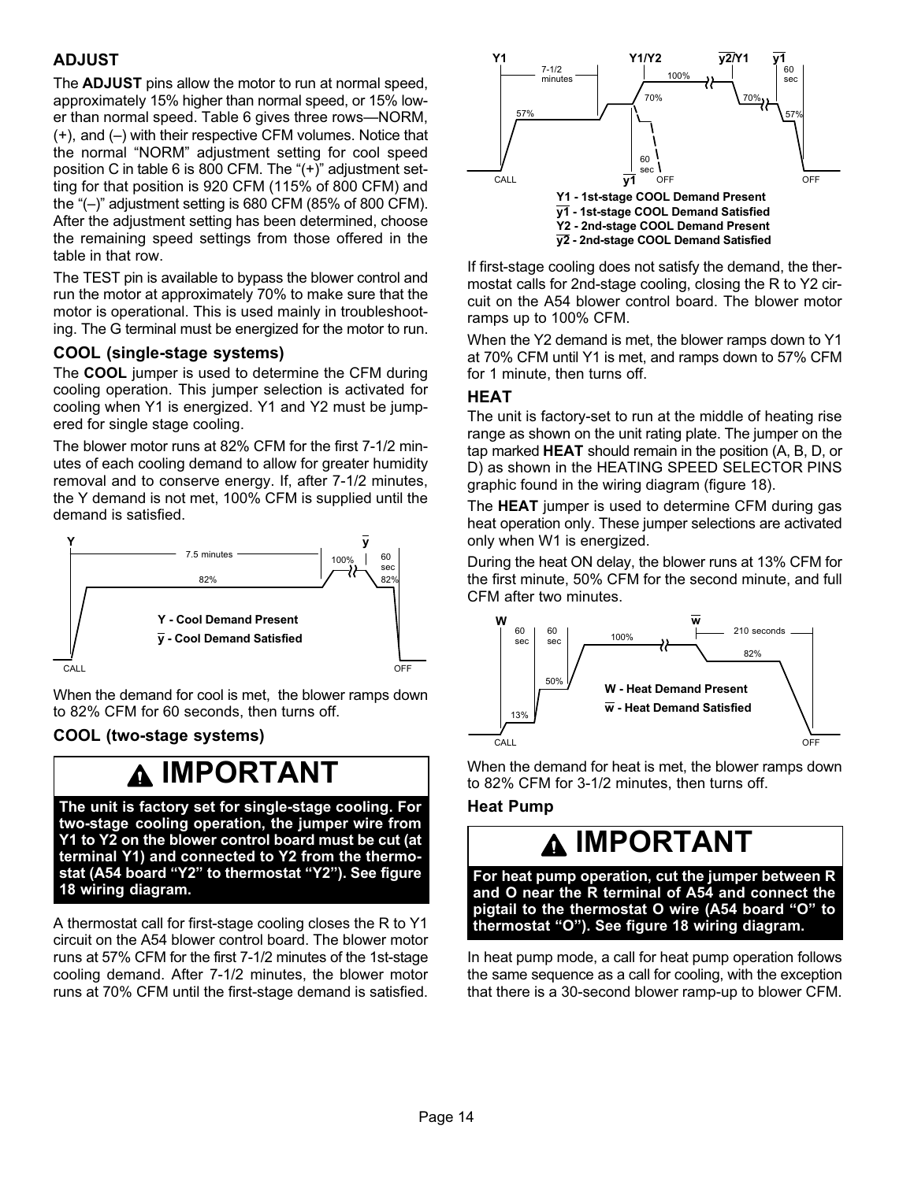## ADJUST

The **ADJUST** pins allow the motor to run at normal speed, approximately 15% higher than normal speed, or 15% lower than normal speed. Table 6 gives three rows—NORM, (+), and (–) with their respective CFM volumes. Notice that the normal "NORM" adjustment setting for cool speed position C in table 6 is 800 CFM. The "(+)" adjustment setting for that position is 920 CFM (115% of 800 CFM) and the "(–)" adjustment setting is 680 CFM (85% of 800 CFM). After the adjustment setting has been determined, choose the remaining speed settings from those offered in the table in that row.

The TEST pin is available to bypass the blower control and run the motor at approximately 70% to make sure that the motor is operational. This is used mainly in troubleshooting. The G terminal must be energized for the motor to run.

### COOL (single-stage systems)

The **COOL** jumper is used to determine the CFM during cooling operation. This jumper selection is activated for cooling when Y1 is energized. Y1 and Y2 must be jumpered for single stage cooling.

The blower motor runs at 82% CFM for the first 7-1/2 minutes of each cooling demand to allow for greater humidity removal and to conserve energy. If, after 7-1/2 minutes, the Y demand is not met, 100% CFM is supplied until the demand is satisfied.

Y - Cool Demand Present
y - Cool Demand Satisfied

When the demand for cool is met, the blower ramps down to 82% CFM for 60 seconds, then turns off.

### COOL (two-stage systems)

> **IMPORTANT**
>
> **The unit is factory set for single-stage cooling. For two-stage cooling operation, the jumper wire from Y1 to Y2 on the blower control board must be cut (at terminal Y1) and connected to Y2 from the thermostat (A54 board "Y2" to thermostat "Y2"). See figure 18 wiring diagram.**

A thermostat call for first-stage cooling closes the R to Y1 circuit on the A54 blower control board. The blower motor runs at 57% CFM for the first 7-1/2 minutes of the 1st-stage cooling demand. After 7-1/2 minutes, the blower motor runs at 70% CFM until the first-stage demand is satisfied.

Y1 - 1st-stage COOL Demand Present
y1 - 1st-stage COOL Demand Satisfied
Y2 - 2nd-stage COOL Demand Present
y2 - 2nd-stage COOL Demand Satisfied

If first-stage cooling does not satisfy the demand, the thermostat calls for 2nd-stage cooling, closing the R to Y2 circuit on the A54 blower control board. The blower motor ramps up to 100% CFM.

When the Y2 demand is met, the blower ramps down to Y1 at 70% CFM until Y1 is met, and ramps down to 57% CFM for 1 minute, then turns off.

### HEAT

The unit is factory-set to run at the middle of heating rise range as shown on the unit rating plate. The jumper on the tap marked **HEAT** should remain in the position (A, B, D, or D) as shown in the HEATING SPEED SELECTOR PINS graphic found in the wiring diagram (figure 18).

The **HEAT** jumper is used to determine CFM during gas heat operation only. These jumper selections are activated only when W1 is energized.

During the heat ON delay, the blower runs at 13% CFM for the first minute, 50% CFM for the second minute, and full CFM after two minutes.

W - Heat Demand Present
w - Heat Demand Satisfied

When the demand for heat is met, the blower ramps down to 82% CFM for 3-1/2 minutes, then turns off.

### Heat Pump

> **IMPORTANT**
>
> **For heat pump operation, cut the jumper between R and O near the R terminal of A54 and connect the pigtail to the thermostat O wire (A54 board "O" to thermostat "O"). See figure 18 wiring diagram.**

In heat pump mode, a call for heat pump operation follows the same sequence as a call for cooling, with the exception that there is a 30-second blower ramp-up to blower CFM.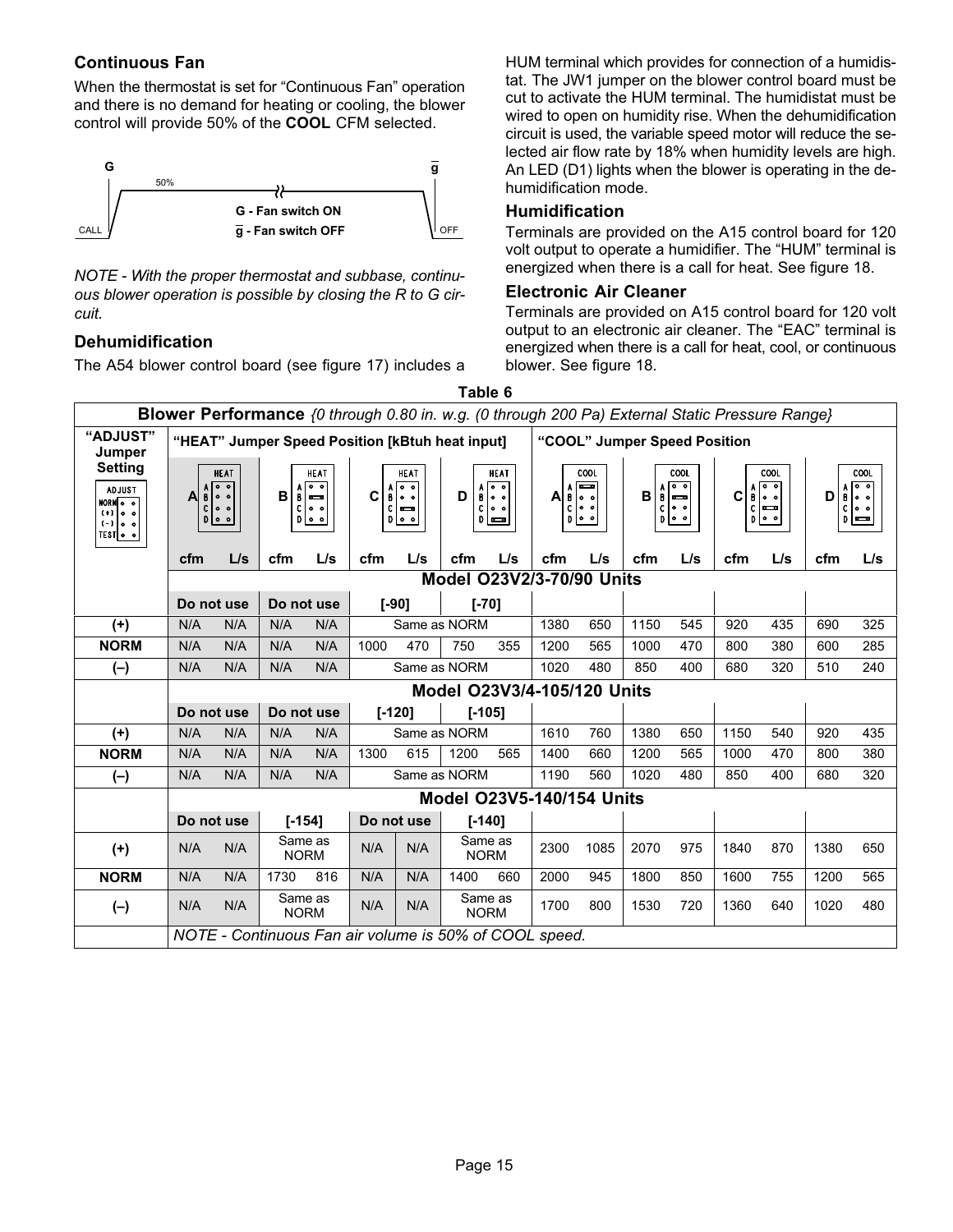### Continuous Fan

When the thermostat is set for "Continuous Fan" operation and there is no demand for heating or cooling, the blower control will provide 50% of the **COOL** CFM selected.

G — 50% — G - Fan switch ON — $\overline{g}$ - Fan switch OFF — CALL — OFF

*NOTE - With the proper thermostat and subbase, continuous blower operation is possible by closing the R to G circuit.*

### Dehumidification

The A54 blower control board (see figure 17) includes a HUM terminal which provides for connection of a humidistat. The JW1 jumper on the blower control board must be cut to activate the HUM terminal. The humidistat must be wired to open on humidity rise. When the dehumidification circuit is used, the variable speed motor will reduce the selected air flow rate by 18% when humidity levels are high. An LED (D1) lights when the blower is operating in the dehumidification mode.

### Humidification

Terminals are provided on the A15 control board for 120 volt output to operate a humidifier. The "HUM" terminal is energized when there is a call for heat. See figure 18.

### Electronic Air Cleaner

Terminals are provided on A15 control board for 120 volt output to an electronic air cleaner. The "EAC" terminal is energized when there is a call for heat, cool, or continuous blower. See figure 18.

**Table 6**

**Blower Performance** *{0 through 0.80 in. w.g. (0 through 200 Pa) External Static Pressure Range}*

| "ADJUST" Jumper Setting | "HEAT" Jumper Speed Position [kBtuh heat input] | | | | | | | | "COOL" Jumper Speed Position | | | | | | | |
|---|---|---|---|---|---|---|---|---|---|---|---|---|---|---|---|---|
| | A | | B | | C | | D | | A | | B | | C | | D | |
| | cfm | L/s | cfm | L/s | cfm | L/s | cfm | L/s | cfm | L/s | cfm | L/s | cfm | L/s | cfm | L/s |
| | **Model O23V2/3-70/90 Units** | | | | | | | | | | | | | | | |
| | **Do not use** | | **Do not use** | | **[-90]** | | **[-70]** | | | | | | | | | |
| (+) | N/A | N/A | N/A | N/A | Same as NORM | | Same as NORM | | 1380 | 650 | 1150 | 545 | 920 | 435 | 690 | 325 |
| **NORM** | N/A | N/A | N/A | N/A | 1000 | 470 | 750 | 355 | 1200 | 565 | 1000 | 470 | 800 | 380 | 600 | 285 |
| (–) | N/A | N/A | N/A | N/A | Same as NORM | | Same as NORM | | 1020 | 480 | 850 | 400 | 680 | 320 | 510 | 240 |
| | **Model O23V3/4-105/120 Units** | | | | | | | | | | | | | | | |
| | **Do not use** | | **Do not use** | | **[-120]** | | **[-105]** | | | | | | | | | |
| (+) | N/A | N/A | N/A | N/A | Same as NORM | | Same as NORM | | 1610 | 760 | 1380 | 650 | 1150 | 540 | 920 | 435 |
| **NORM** | N/A | N/A | N/A | N/A | 1300 | 615 | 1200 | 565 | 1400 | 660 | 1200 | 565 | 1000 | 470 | 800 | 380 |
| (–) | N/A | N/A | N/A | N/A | Same as NORM | | Same as NORM | | 1190 | 560 | 1020 | 480 | 850 | 400 | 680 | 320 |
| | **Model O23V5-140/154 Units** | | | | | | | | | | | | | | | |
| | **Do not use** | | **[-154]** | | **Do not use** | | **[-140]** | | | | | | | | | |
| (+) | N/A | N/A | Same as NORM | | N/A | N/A | Same as NORM | | 2300 | 1085 | 2070 | 975 | 1840 | 870 | 1380 | 650 |
| **NORM** | N/A | N/A | 1730 | 816 | N/A | N/A | 1400 | 660 | 2000 | 945 | 1800 | 850 | 1600 | 755 | 1200 | 565 |
| (–) | N/A | N/A | Same as NORM | | N/A | N/A | Same as NORM | | 1700 | 800 | 1530 | 720 | 1360 | 640 | 1020 | 480 |
| | *NOTE - Continuous Fan air volume is 50% of COOL speed.* | | | | | | | | | | | | | | | |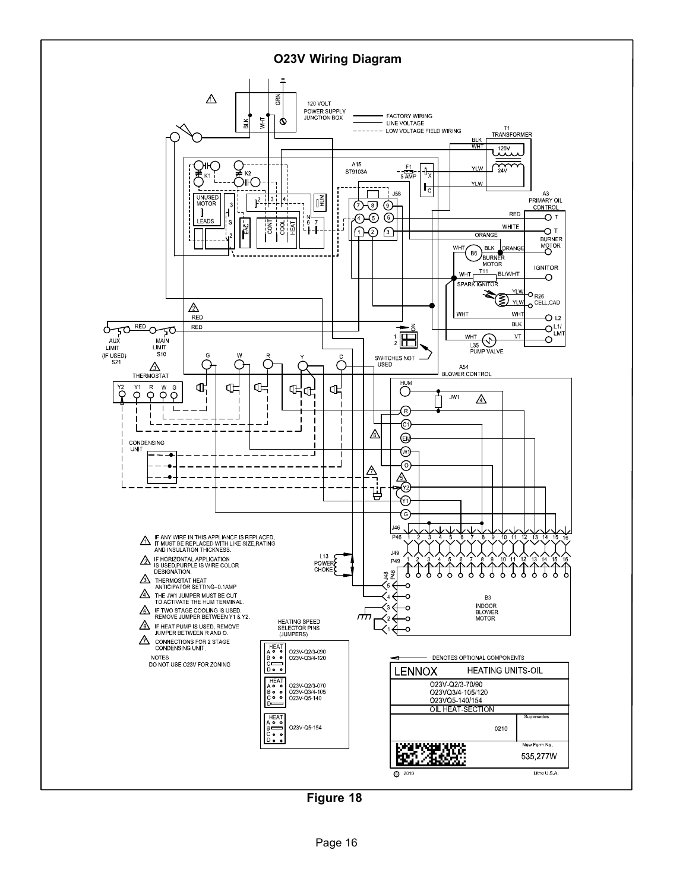# O23V Wiring Diagram

120 VOLT POWER SUPPLY JUNCTION BOX

FACTORY WIRING
LINE VOLTAGE
LOW VOLTAGE FIELD WIRING

T1 TRANSFORMER

A15 ST9103A

A3 PRIMARY OIL CONTROL

A54 BLOWER CONTROL

B3 INDOOR BLOWER MOTOR

AUX LIMIT (IF USED) S21

MAIN LIMIT S10

THERMOSTAT

CONDENSING UNIT

L13 POWER CHOKE

SWITCHES NOT USED

1. IF ANY WIRE IN THIS APPLIANCE IS REPLACED, IT MUST BE REPLACED WITH LIKE SIZE,RATING AND INSULATION THICKNESS.
2. IF HORIZONTAL APPLICATION IS USED,PURPLE IS WIRE COLOR DESIGNATION.
3. THERMOSTAT HEAT ANTICIPATOR SETTING–0.1AMP
4. THE JW1 JUMPER MUST BE CUT TO ACTIVATE THE HUM TERMINAL.
5. IF TWO STAGE COOLING IS USED. REMOVE JUMPER BETWEEN Y1 & Y2.
6. IF HEAT PUMP IS USED, REMOVE JUMPER BETWEEN R AND O.
7. CONNECTIONS FOR 2 STAGE CONDENSING UNIT.

NOTES
DO NOT USE O23V FOR ZONING

HEATING SPEED SELECTOR PINS (JUMPERS)

| HEAT | Models |
|---|---|
| Jumper C | O23V-Q2/3-090, O23V-Q3/4-120 |
| Jumper D | O23V-Q2/3-070, O23V-Q3/4-105, O23V-Q5-140 |
| Jumper B | O23V-Q5-154 |

DENOTES OPTIONAL COMPONENTS

| LENNOX | HEATING UNITS-OIL |
|---|---|
| O23V-Q2/3-70/90<br>O23VQ3/4-105/120<br>O23VQ5-140/154 | |
| OIL HEAT-SECTION | |
| 0210 | Supersedes |
| | New Form No. 535,277W |

© 2010 Litho U.S.A.

Figure 18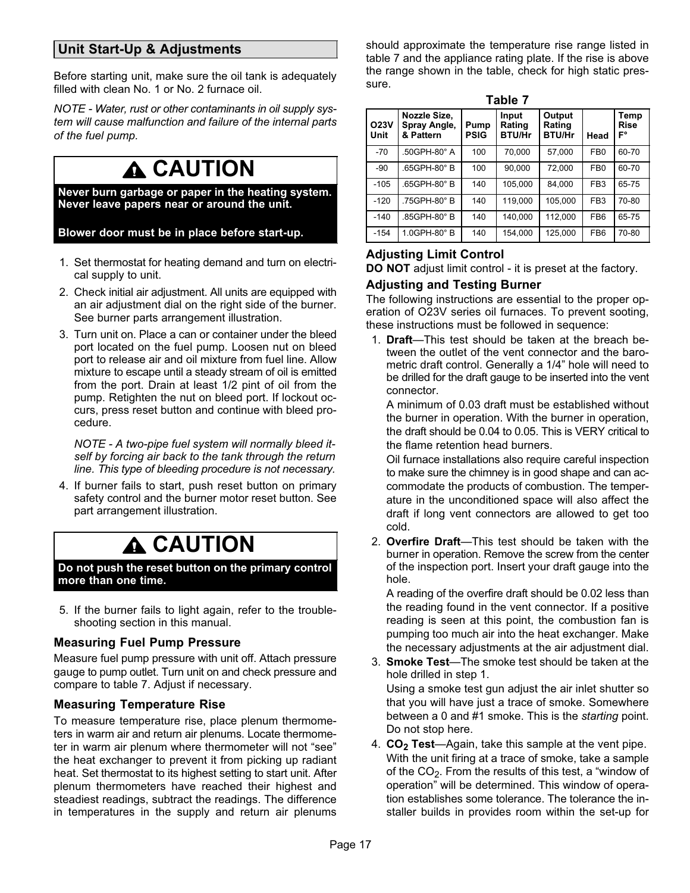## Unit Start-Up & Adjustments

Before starting unit, make sure the oil tank is adequately filled with clean No. 1 or No. 2 furnace oil.

*NOTE - Water, rust or other contaminants in oil supply system will cause malfunction and failure of the internal parts of the fuel pump.*

**CAUTION**

**Never burn garbage or paper in the heating system. Never leave papers near or around the unit.**

**Blower door must be in place before start-up.**

1. Set thermostat for heating demand and turn on electrical supply to unit.
2. Check initial air adjustment. All units are equipped with an air adjustment dial on the right side of the burner. See burner parts arrangement illustration.
3. Turn unit on. Place a can or container under the bleed port located on the fuel pump. Loosen nut on bleed port to release air and oil mixture from fuel line. Allow mixture to escape until a steady stream of oil is emitted from the port. Drain at least 1/2 pint of oil from the pump. Retighten the nut on bleed port. If lockout occurs, press reset button and continue with bleed procedure.

   *NOTE - A two-pipe fuel system will normally bleed itself by forcing air back to the tank through the return line. This type of bleeding procedure is not necessary.*
4. If burner fails to start, push reset button on primary safety control and the burner motor reset button. See part arrangement illustration.

**CAUTION**

**Do not push the reset button on the primary control more than one time.**

5. If the burner fails to light again, refer to the troubleshooting section in this manual.

### Measuring Fuel Pump Pressure

Measure fuel pump pressure with unit off. Attach pressure gauge to pump outlet. Turn unit on and check pressure and compare to table 7. Adjust if necessary.

### Measuring Temperature Rise

To measure temperature rise, place plenum thermometers in warm air and return air plenums. Locate thermometer in warm air plenum where thermometer will not "see" the heat exchanger to prevent it from picking up radiant heat. Set thermostat to its highest setting to start unit. After plenum thermometers have reached their highest and steadiest readings, subtract the readings. The difference in temperatures in the supply and return air plenums should approximate the temperature rise range listed in table 7 and the appliance rating plate. If the rise is above the range shown in the table, check for high static pressure.

**Table 7**

| O23V Unit | Nozzle Size, Spray Angle, & Pattern | Pump PSIG | Input Rating BTU/Hr | Output Rating BTU/Hr | Head | Temp Rise F° |
|---|---|---|---|---|---|---|
| -70 | .50GPH-80° A | 100 | 70,000 | 57,000 | FB0 | 60-70 |
| -90 | .65GPH-80° B | 100 | 90,000 | 72,000 | FB0 | 60-70 |
| -105 | .65GPH-80° B | 140 | 105,000 | 84,000 | FB3 | 65-75 |
| -120 | .75GPH-80° B | 140 | 119,000 | 105,000 | FB3 | 70-80 |
| -140 | .85GPH-80° B | 140 | 140,000 | 112,000 | FB6 | 65-75 |
| -154 | 1.0GPH-80° B | 140 | 154,000 | 125,000 | FB6 | 70-80 |

### Adjusting Limit Control

**DO NOT** adjust limit control - it is preset at the factory.

### Adjusting and Testing Burner

The following instructions are essential to the proper operation of O23V series oil furnaces. To prevent sooting, these instructions must be followed in sequence:

1. **Draft**—This test should be taken at the breach between the outlet of the vent connector and the barometric draft control. Generally a 1/4" hole will need to be drilled for the draft gauge to be inserted into the vent connector.

   A minimum of 0.03 draft must be established without the burner in operation. With the burner in operation, the draft should be 0.04 to 0.05. This is VERY critical to the flame retention head burners.

   Oil furnace installations also require careful inspection to make sure the chimney is in good shape and can accommodate the products of combustion. The temperature in the unconditioned space will also affect the draft if long vent connectors are allowed to get too cold.
2. **Overfire Draft**—This test should be taken with the burner in operation. Remove the screw from the center of the inspection port. Insert your draft gauge into the hole.

   A reading of the overfire draft should be 0.02 less than the reading found in the vent connector. If a positive reading is seen at this point, the combustion fan is pumping too much air into the heat exchanger. Make the necessary adjustments at the air adjustment dial.
3. **Smoke Test**—The smoke test should be taken at the hole drilled in step 1.

   Using a smoke test gun adjust the air inlet shutter so that you will have just a trace of smoke. Somewhere between a 0 and #1 smoke. This is the *starting* point. Do not stop here.
4. **$CO_2$ Test**—Again, take this sample at the vent pipe. With the unit firing at a trace of smoke, take a sample of the $CO_2$. From the results of this test, a "window of operation" will be determined. This window of operation establishes some tolerance. The tolerance the installer builds in provides room within the set-up for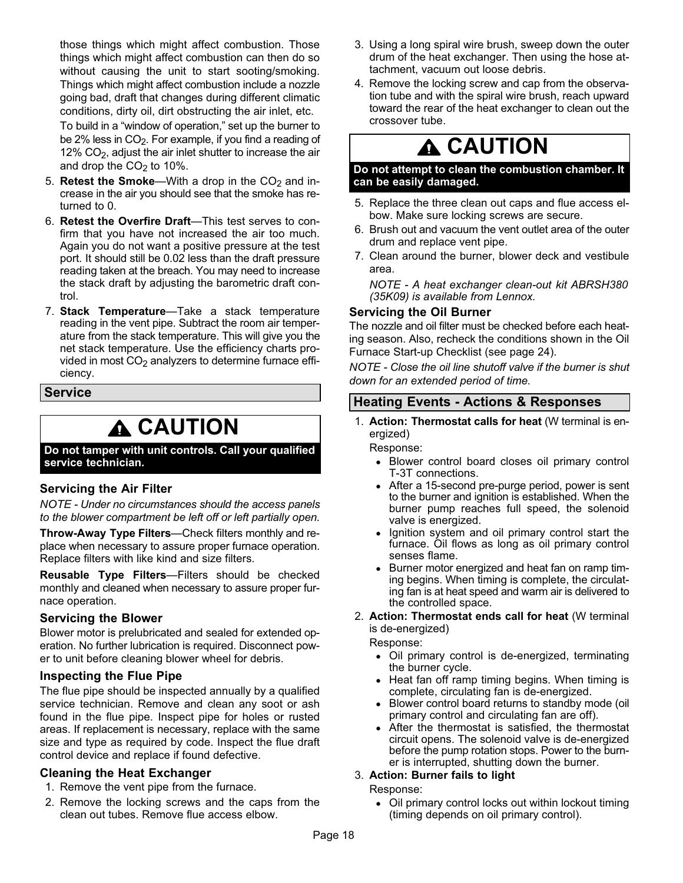those things which might affect combustion. Those things which might affect combustion can then do so without causing the unit to start sooting/smoking. Things which might affect combustion include a nozzle going bad, draft that changes during different climatic conditions, dirty oil, dirt obstructing the air inlet, etc.

To build in a "window of operation," set up the burner to be 2% less in $CO_2$. For example, if you find a reading of 12% $CO_2$, adjust the air inlet shutter to increase the air and drop the $CO_2$ to 10%.

5. **Retest the Smoke**—With a drop in the $CO_2$ and increase in the air you should see that the smoke has returned to 0.
6. **Retest the Overfire Draft**—This test serves to confirm that you have not increased the air too much. Again you do not want a positive pressure at the test port. It should still be 0.02 less than the draft pressure reading taken at the breach. You may need to increase the stack draft by adjusting the barometric draft control.
7. **Stack Temperature**—Take a stack temperature reading in the vent pipe. Subtract the room air temperature from the stack temperature. This will give you the net stack temperature. Use the efficiency charts provided in most $CO_2$ analyzers to determine furnace efficiency.

## Service

**⚠ CAUTION**

**Do not tamper with unit controls. Call your qualified service technician.**

### Servicing the Air Filter

*NOTE - Under no circumstances should the access panels to the blower compartment be left off or left partially open.*

**Throw-Away Type Filters**—Check filters monthly and replace when necessary to assure proper furnace operation. Replace filters with like kind and size filters.

**Reusable Type Filters**—Filters should be checked monthly and cleaned when necessary to assure proper furnace operation.

### Servicing the Blower

Blower motor is prelubricated and sealed for extended operation. No further lubrication is required. Disconnect power to unit before cleaning blower wheel for debris.

### Inspecting the Flue Pipe

The flue pipe should be inspected annually by a qualified service technician. Remove and clean any soot or ash found in the flue pipe. Inspect pipe for holes or rusted areas. If replacement is necessary, replace with the same size and type as required by code. Inspect the flue draft control device and replace if found defective.

### Cleaning the Heat Exchanger

1. Remove the vent pipe from the furnace.
2. Remove the locking screws and the caps from the clean out tubes. Remove flue access elbow.
3. Using a long spiral wire brush, sweep down the outer drum of the heat exchanger. Then using the hose attachment, vacuum out loose debris.
4. Remove the locking screw and cap from the observation tube and with the spiral wire brush, reach upward toward the rear of the heat exchanger to clean out the crossover tube.

**⚠ CAUTION**

**Do not attempt to clean the combustion chamber. It can be easily damaged.**

5. Replace the three clean out caps and flue access elbow. Make sure locking screws are secure.
6. Brush out and vacuum the vent outlet area of the outer drum and replace vent pipe.
7. Clean around the burner, blower deck and vestibule area.

   *NOTE - A heat exchanger clean-out kit ABRSH380 (35K09) is available from Lennox.*

### Servicing the Oil Burner

The nozzle and oil filter must be checked before each heating season. Also, recheck the conditions shown in the Oil Furnace Start-up Checklist (see page 24).

*NOTE - Close the oil line shutoff valve if the burner is shut down for an extended period of time.*

## Heating Events - Actions & Responses

1. **Action: Thermostat calls for heat** (W terminal is energized)

   Response:
   - Blower control board closes oil primary control T-3T connections.
   - After a 15-second pre-purge period, power is sent to the burner and ignition is established. When the burner pump reaches full speed, the solenoid valve is energized.
   - Ignition system and oil primary control start the furnace. Oil flows as long as oil primary control senses flame.
   - Burner motor energized and heat fan on ramp timing begins. When timing is complete, the circulating fan is at heat speed and warm air is delivered to the controlled space.
2. **Action: Thermostat ends call for heat** (W terminal is de-energized)

   Response:
   - Oil primary control is de-energized, terminating the burner cycle.
   - Heat fan off ramp timing begins. When timing is complete, circulating fan is de-energized.
   - Blower control board returns to standby mode (oil primary control and circulating fan are off).
   - After the thermostat is satisfied, the thermostat circuit opens. The solenoid valve is de-energized before the pump rotation stops. Power to the burner is interrupted, shutting down the burner.
3. **Action: Burner fails to light**

   Response:
   - Oil primary control locks out within lockout timing (timing depends on oil primary control).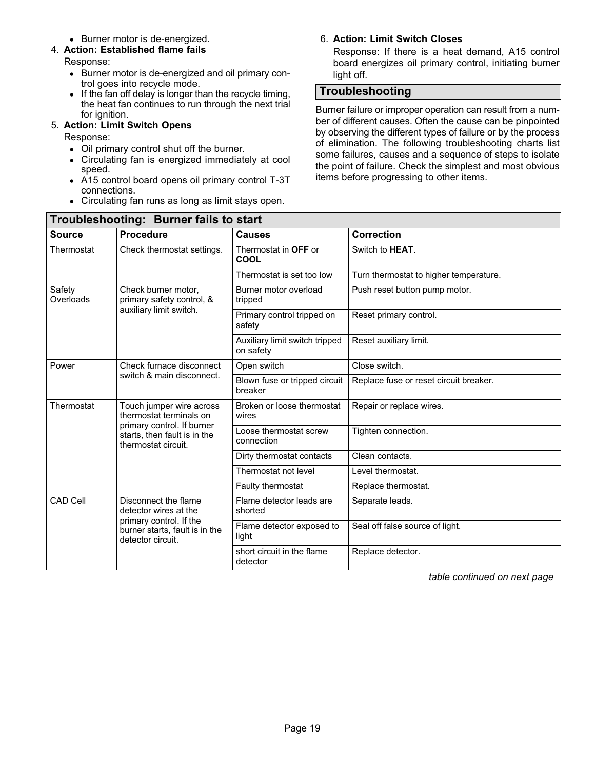- Burner motor is de-energized.

4. **Action: Established flame fails**

   Response:

   - Burner motor is de-energized and oil primary control goes into recycle mode.
   - If the fan off delay is longer than the recycle timing, the heat fan continues to run through the next trial for ignition.

5. **Action: Limit Switch Opens**

   Response:

   - Oil primary control shut off the burner.
   - Circulating fan is energized immediately at cool speed.
   - A15 control board opens oil primary control T-3T connections.
   - Circulating fan runs as long as limit stays open.

6. **Action: Limit Switch Closes**

   Response: If there is a heat demand, A15 control board energizes oil primary control, initiating burner light off.

## Troubleshooting

Burner failure or improper operation can result from a number of different causes. Often the cause can be pinpointed by observing the different types of failure or by the process of elimination. The following troubleshooting charts list some failures, causes and a sequence of steps to isolate the point of failure. Check the simplest and most obvious items before progressing to other items.

### Troubleshooting: Burner fails to start

| Source | Procedure | Causes | Correction |
|---|---|---|---|
| Thermostat | Check thermostat settings. | Thermostat in **OFF** or **COOL** | Switch to **HEAT**. |
| | | Thermostat is set too low | Turn thermostat to higher temperature. |
| Safety Overloads | Check burner motor, primary safety control, & auxiliary limit switch. | Burner motor overload tripped | Push reset button pump motor. |
| | | Primary control tripped on safety | Reset primary control. |
| | | Auxiliary limit switch tripped on safety | Reset auxiliary limit. |
| Power | Check furnace disconnect switch & main disconnect. | Open switch | Close switch. |
| | | Blown fuse or tripped circuit breaker | Replace fuse or reset circuit breaker. |
| Thermostat | Touch jumper wire across thermostat terminals on primary control. If burner starts, then fault is in the thermostat circuit. | Broken or loose thermostat wires | Repair or replace wires. |
| | | Loose thermostat screw connection | Tighten connection. |
| | | Dirty thermostat contacts | Clean contacts. |
| | | Thermostat not level | Level thermostat. |
| | | Faulty thermostat | Replace thermostat. |
| CAD Cell | Disconnect the flame detector wires at the primary control. If the burner starts, fault is in the detector circuit. | Flame detector leads are shorted | Separate leads. |
| | | Flame detector exposed to light | Seal off false source of light. |
| | | short circuit in the flame detector | Replace detector. |

*table continued on next page*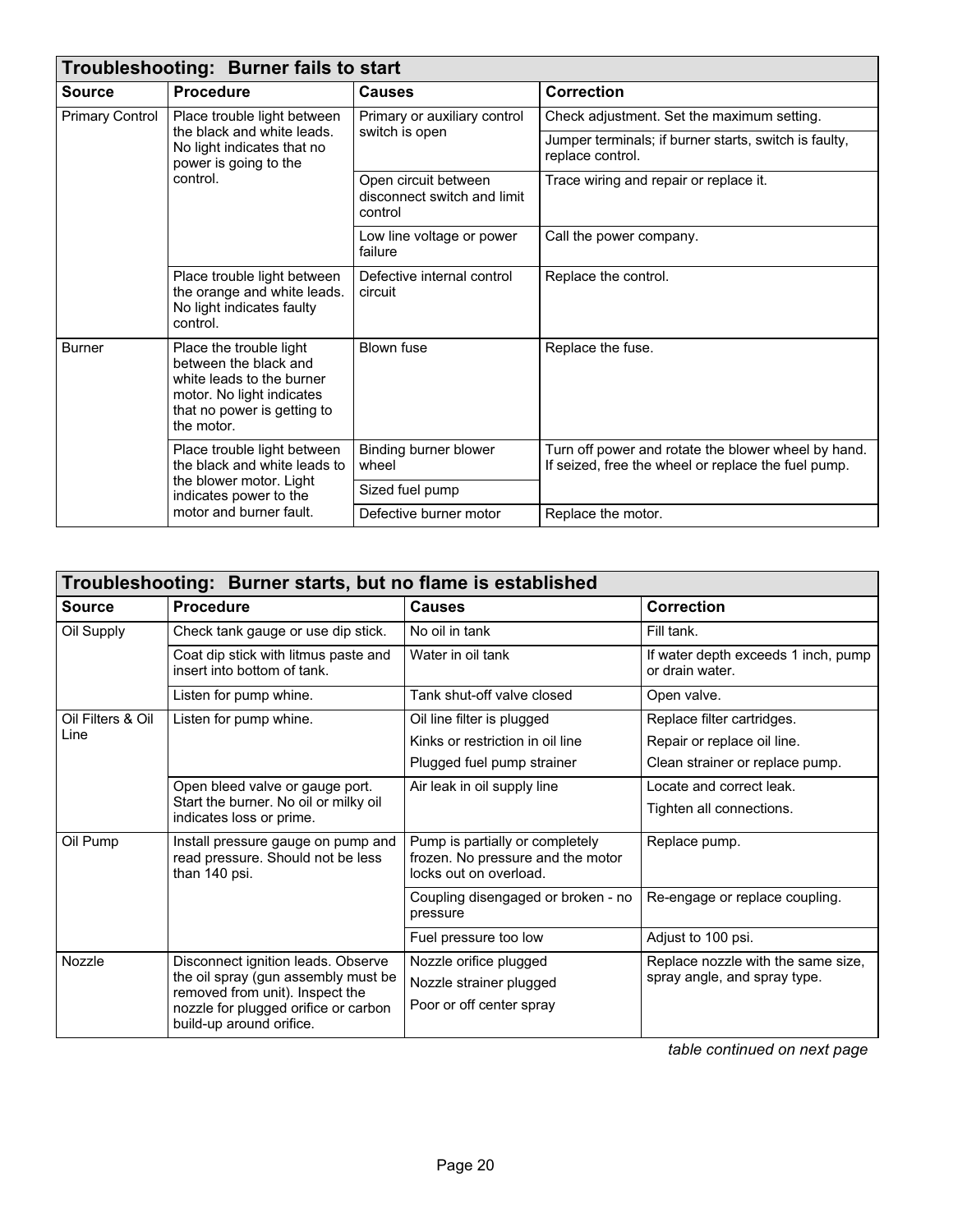## Troubleshooting: Burner fails to start

| Source | Procedure | Causes | Correction |
|---|---|---|---|
| Primary Control | Place trouble light between the black and white leads. No light indicates that no power is going to the control. | Primary or auxiliary control switch is open | Check adjustment. Set the maximum setting. |
| | | | Jumper terminals; if burner starts, switch is faulty, replace control. |
| | | Open circuit between disconnect switch and limit control | Trace wiring and repair or replace it. |
| | | Low line voltage or power failure | Call the power company. |
| | Place trouble light between the orange and white leads. No light indicates faulty control. | Defective internal control circuit | Replace the control. |
| Burner | Place the trouble light between the black and white leads to the burner motor. No light indicates that no power is getting to the motor. | Blown fuse | Replace the fuse. |
| | Place trouble light between the black and white leads to the blower motor. Light indicates power to the motor and burner fault. | Binding burner blower wheel | Turn off power and rotate the blower wheel by hand. If seized, free the wheel or replace the fuel pump. |
| | | Sized fuel pump | |
| | | Defective burner motor | Replace the motor. |

## Troubleshooting: Burner starts, but no flame is established

| Source | Procedure | Causes | Correction |
|---|---|---|---|
| Oil Supply | Check tank gauge or use dip stick. | No oil in tank | Fill tank. |
| | Coat dip stick with litmus paste and insert into bottom of tank. | Water in oil tank | If water depth exceeds 1 inch, pump or drain water. |
| | Listen for pump whine. | Tank shut-off valve closed | Open valve. |
| Oil Filters & Oil Line | Listen for pump whine. | Oil line filter is plugged | Replace filter cartridges. |
| | | Kinks or restriction in oil line | Repair or replace oil line. |
| | | Plugged fuel pump strainer | Clean strainer or replace pump. |
| | Open bleed valve or gauge port. Start the burner. No oil or milky oil indicates loss or prime. | Air leak in oil supply line | Locate and correct leak.<br>Tighten all connections. |
| Oil Pump | Install pressure gauge on pump and read pressure. Should not be less than 140 psi. | Pump is partially or completely frozen. No pressure and the motor locks out on overload. | Replace pump. |
| | | Coupling disengaged or broken - no pressure | Re-engage or replace coupling. |
| | | Fuel pressure too low | Adjust to 100 psi. |
| Nozzle | Disconnect ignition leads. Observe the oil spray (gun assembly must be removed from unit). Inspect the nozzle for plugged orifice or carbon build-up around orifice. | Nozzle orifice plugged<br>Nozzle strainer plugged<br>Poor or off center spray | Replace nozzle with the same size, spray angle, and spray type. |

*table continued on next page*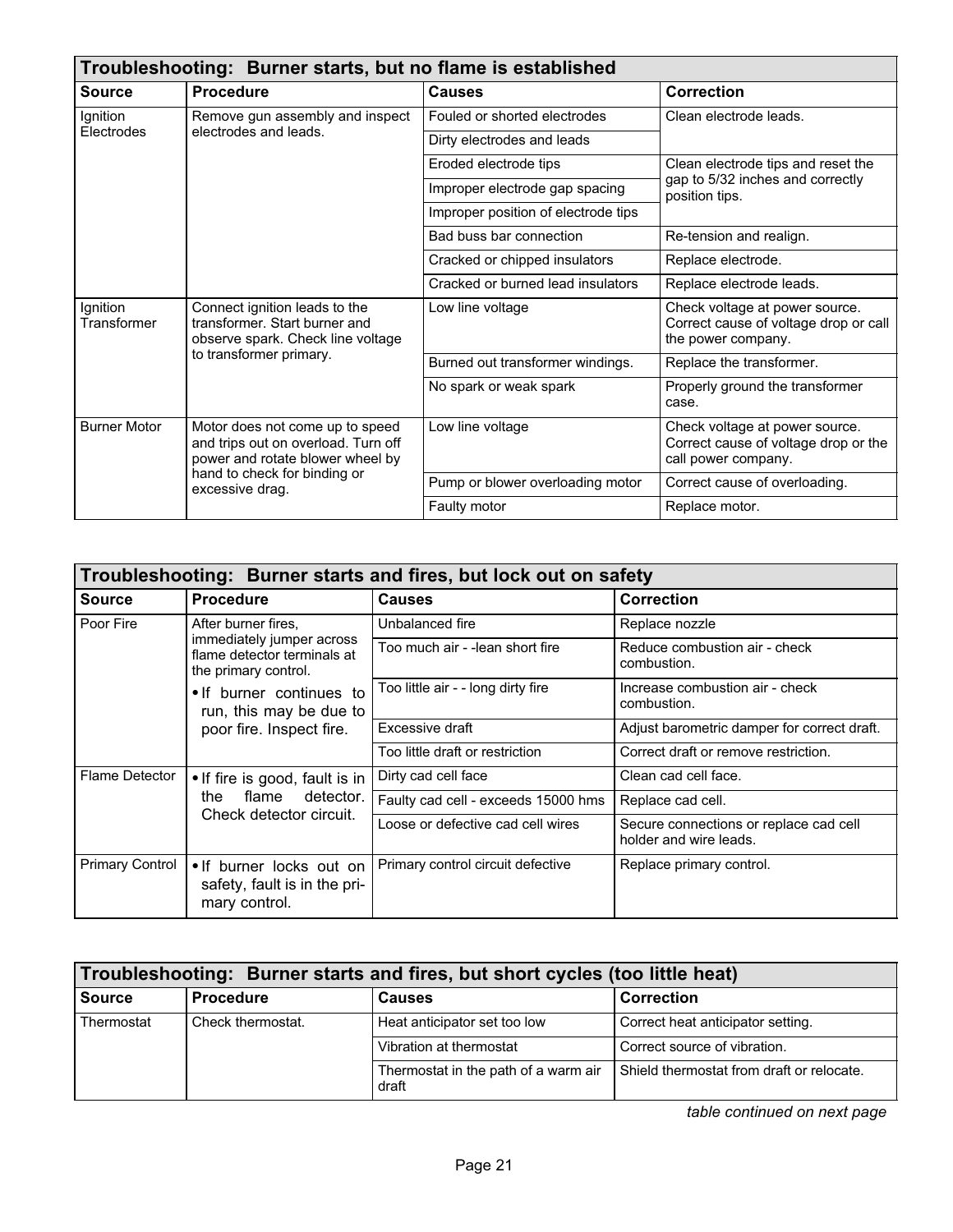| Troubleshooting: Burner starts, but no flame is established | | | |
|---|---|---|---|
| **Source** | **Procedure** | **Causes** | **Correction** |
| Ignition Electrodes | Remove gun assembly and inspect electrodes and leads. | Fouled or shorted electrodes | Clean electrode leads. |
| | | Dirty electrodes and leads | |
| | | Eroded electrode tips | Clean electrode tips and reset the gap to 5/32 inches and correctly position tips. |
| | | Improper electrode gap spacing | |
| | | Improper position of electrode tips | |
| | | Bad buss bar connection | Re-tension and realign. |
| | | Cracked or chipped insulators | Replace electrode. |
| | | Cracked or burned lead insulators | Replace electrode leads. |
| Ignition Transformer | Connect ignition leads to the transformer. Start burner and observe spark. Check line voltage to transformer primary. | Low line voltage | Check voltage at power source. Correct cause of voltage drop or call the power company. |
| | | Burned out transformer windings. | Replace the transformer. |
| | | No spark or weak spark | Properly ground the transformer case. |
| Burner Motor | Motor does not come up to speed and trips out on overload. Turn off power and rotate blower wheel by hand to check for binding or excessive drag. | Low line voltage | Check voltage at power source. Correct cause of voltage drop or the call power company. |
| | | Pump or blower overloading motor | Correct cause of overloading. |
| | | Faulty motor | Replace motor. |

| Troubleshooting: Burner starts and fires, but lock out on safety | | | |
|---|---|---|---|
| **Source** | **Procedure** | **Causes** | **Correction** |
| Poor Fire | After burner fires, immediately jumper across flame detector terminals at the primary control. • If burner continues to run, this may be due to poor fire. Inspect fire. | Unbalanced fire | Replace nozzle |
| | | Too much air - -lean short fire | Reduce combustion air - check combustion. |
| | | Too little air - - long dirty fire | Increase combustion air - check combustion. |
| | | Excessive draft | Adjust barometric damper for correct draft. |
| | | Too little draft or restriction | Correct draft or remove restriction. |
| Flame Detector | • If fire is good, fault is in the flame detector. Check detector circuit. | Dirty cad cell face | Clean cad cell face. |
| | | Faulty cad cell - exceeds 15000 hms | Replace cad cell. |
| | | Loose or defective cad cell wires | Secure connections or replace cad cell holder and wire leads. |
| Primary Control | • If burner locks out on safety, fault is in the primary control. | Primary control circuit defective | Replace primary control. |

| Troubleshooting: Burner starts and fires, but short cycles (too little heat) | | | |
|---|---|---|---|
| **Source** | **Procedure** | **Causes** | **Correction** |
| Thermostat | Check thermostat. | Heat anticipator set too low | Correct heat anticipator setting. |
| | | Vibration at thermostat | Correct source of vibration. |
| | | Thermostat in the path of a warm air draft | Shield thermostat from draft or relocate. |

*table continued on next page*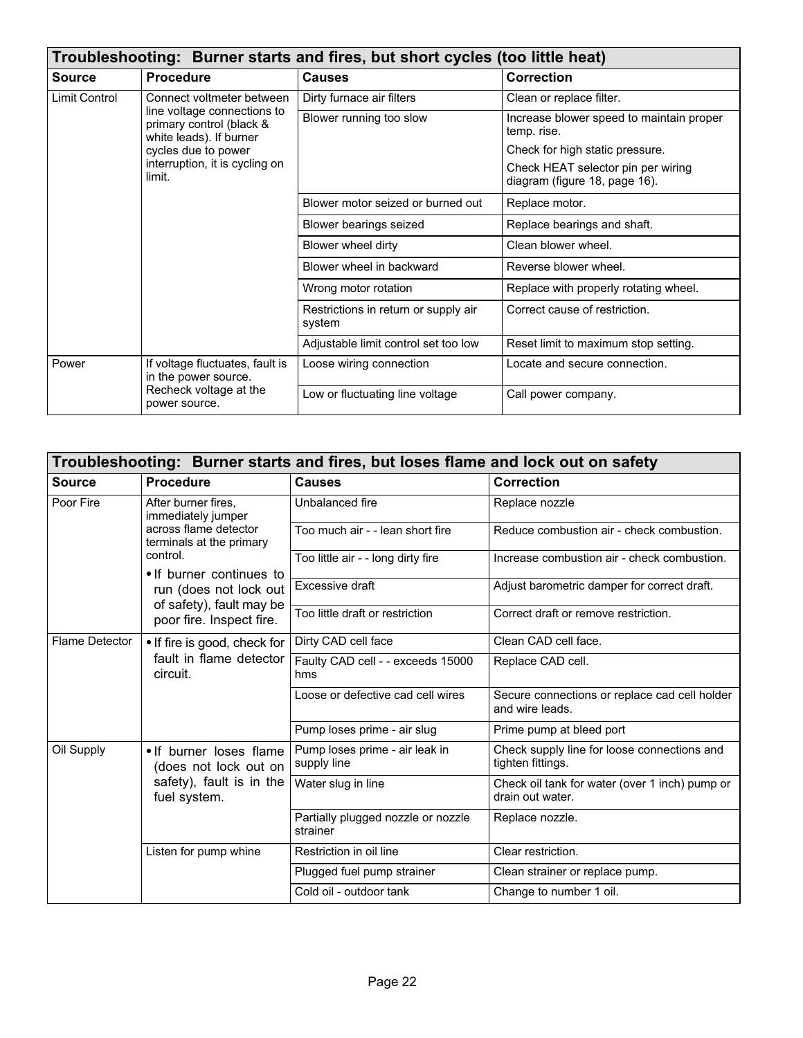| Troubleshooting: Burner starts and fires, but short cycles (too little heat) | | | |
|---|---|---|---|
| **Source** | **Procedure** | **Causes** | **Correction** |
| Limit Control | Connect voltmeter between line voltage connections to primary control (black & white leads). If burner cycles due to power interruption, it is cycling on limit. | Dirty furnace air filters | Clean or replace filter. |
| | | Blower running too slow | Increase blower speed to maintain proper temp. rise.<br>Check for high static pressure.<br>Check HEAT selector pin per wiring diagram (figure 18, page 16). |
| | | Blower motor seized or burned out | Replace motor. |
| | | Blower bearings seized | Replace bearings and shaft. |
| | | Blower wheel dirty | Clean blower wheel. |
| | | Blower wheel in backward | Reverse blower wheel. |
| | | Wrong motor rotation | Replace with properly rotating wheel. |
| | | Restrictions in return or supply air system | Correct cause of restriction. |
| | | Adjustable limit control set too low | Reset limit to maximum stop setting. |
| Power | If voltage fluctuates, fault is in the power source. Recheck voltage at the power source. | Loose wiring connection | Locate and secure connection. |
| | | Low or fluctuating line voltage | Call power company. |

| Troubleshooting: Burner starts and fires, but loses flame and lock out on safety | | | |
|---|---|---|---|
| **Source** | **Procedure** | **Causes** | **Correction** |
| Poor Fire | After burner fires, immediately jumper across flame detector terminals at the primary control.<br>• If burner continues to run (does not lock out of safety), fault may be poor fire. Inspect fire. | Unbalanced fire | Replace nozzle |
| | | Too much air - - lean short fire | Reduce combustion air - check combustion. |
| | | Too little air - - long dirty fire | Increase combustion air - check combustion. |
| | | Excessive draft | Adjust barometric damper for correct draft. |
| | | Too little draft or restriction | Correct draft or remove restriction. |
| Flame Detector | • If fire is good, check for fault in flame detector circuit. | Dirty CAD cell face | Clean CAD cell face. |
| | | Faulty CAD cell - - exceeds 15000 hms | Replace CAD cell. |
| | | Loose or defective cad cell wires | Secure connections or replace cad cell holder and wire leads. |
| | | Pump loses prime - air slug | Prime pump at bleed port |
| Oil Supply | • If burner loses flame (does not lock out on safety), fault is in the fuel system. | Pump loses prime - air leak in supply line | Check supply line for loose connections and tighten fittings. |
| | | Water slug in line | Check oil tank for water (over 1 inch) pump or drain out water. |
| | | Partially plugged nozzle or nozzle strainer | Replace nozzle. |
| | Listen for pump whine | Restriction in oil line | Clear restriction. |
| | | Plugged fuel pump strainer | Clean strainer or replace pump. |
| | | Cold oil - outdoor tank | Change to number 1 oil. |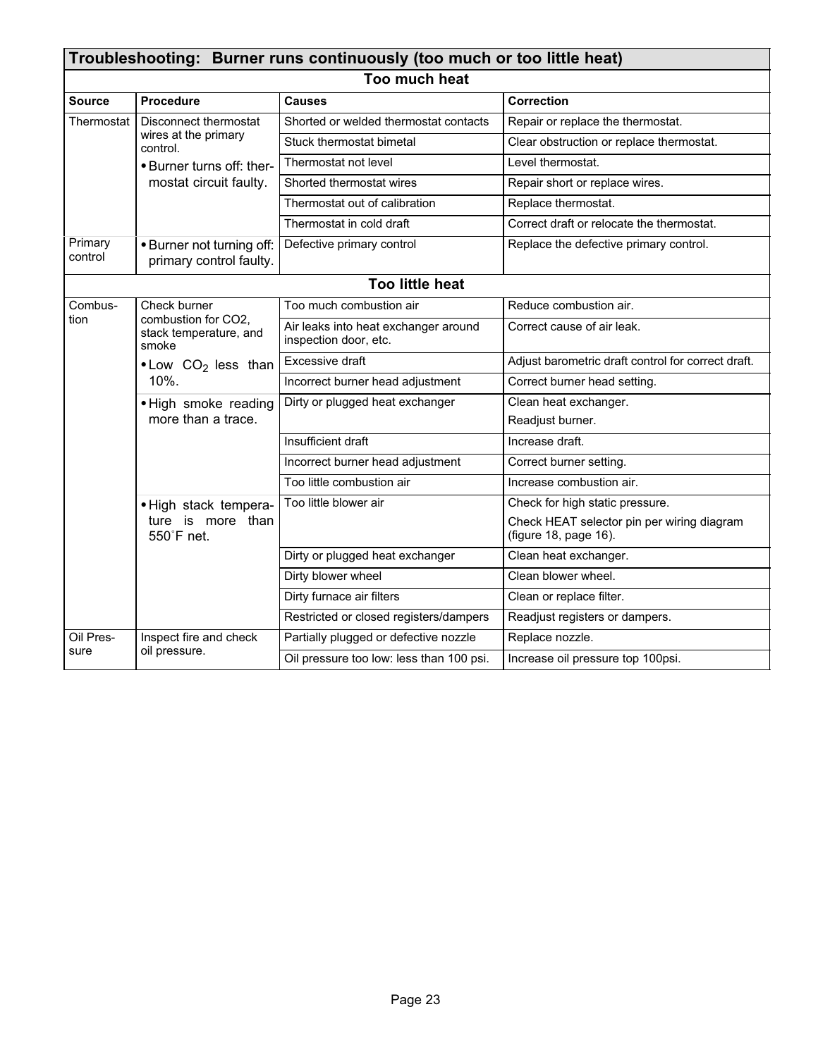## Troubleshooting: Burner runs continuously (too much or too little heat)

**Too much heat**

| Source | Procedure | Causes | Correction |
|---|---|---|---|
| Thermostat | Disconnect thermostat wires at the primary control. • Burner turns off: thermostat circuit faulty. | Shorted or welded thermostat contacts | Repair or replace the thermostat. |
| | | Stuck thermostat bimetal | Clear obstruction or replace thermostat. |
| | | Thermostat not level | Level thermostat. |
| | | Shorted thermostat wires | Repair short or replace wires. |
| | | Thermostat out of calibration | Replace thermostat. |
| | | Thermostat in cold draft | Correct draft or relocate the thermostat. |
| Primary control | • Burner not turning off: primary control faulty. | Defective primary control | Replace the defective primary control. |

**Too little heat**

| Source | Procedure | Causes | Correction |
|---|---|---|---|
| Combustion | Check burner combustion for CO2, stack temperature, and smoke • Low $CO_2$ less than 10%. | Too much combustion air | Reduce combustion air. |
| | | Air leaks into heat exchanger around inspection door, etc. | Correct cause of air leak. |
| | | Excessive draft | Adjust barometric draft control for correct draft. |
| | | Incorrect burner head adjustment | Correct burner head setting. |
| | • High smoke reading more than a trace. | Dirty or plugged heat exchanger | Clean heat exchanger. Readjust burner. |
| | | Insufficient draft | Increase draft. |
| | | Incorrect burner head adjustment | Correct burner setting. |
| | | Too little combustion air | Increase combustion air. |
| | • High stack temperature is more than 550°F net. | Too little blower air | Check for high static pressure. Check HEAT selector pin per wiring diagram (figure 18, page 16). |
| | | Dirty or plugged heat exchanger | Clean heat exchanger. |
| | | Dirty blower wheel | Clean blower wheel. |
| | | Dirty furnace air filters | Clean or replace filter. |
| | | Restricted or closed registers/dampers | Readjust registers or dampers. |
| Oil Pressure | Inspect fire and check oil pressure. | Partially plugged or defective nozzle | Replace nozzle. |
| | | Oil pressure too low: less than 100 psi. | Increase oil pressure top 100psi. |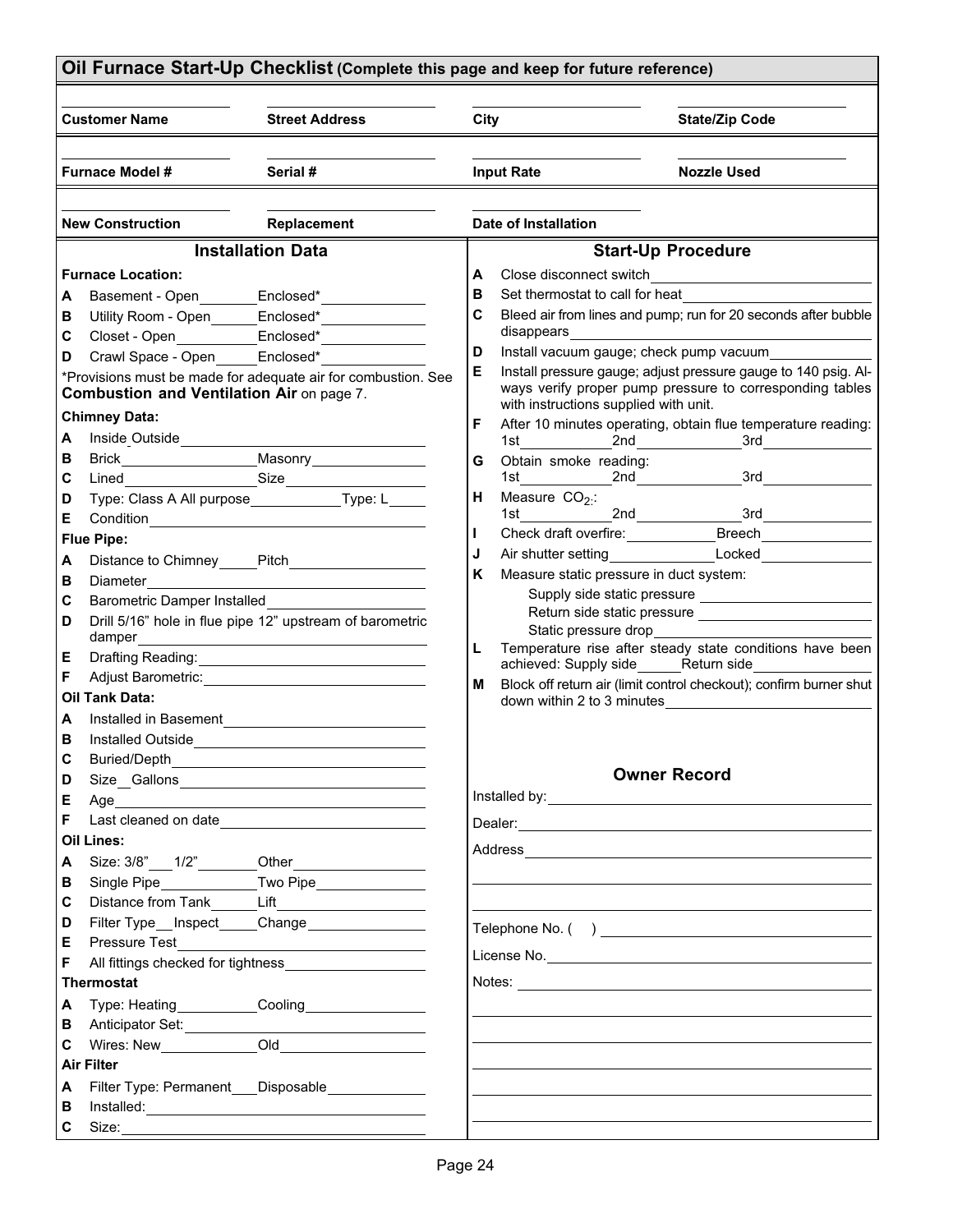# Oil Furnace Start-Up Checklist (Complete this page and keep for future reference)

| | | | |
|---|---|---|---|
| **Customer Name** | **Street Address** | **City** | **State/Zip Code** |
| **Furnace Model #** | **Serial #** | **Input Rate** | **Nozzle Used** |
| **New Construction** | **Replacement** | **Date of Installation** | |

## Installation Data

**Furnace Location:**

**A** Basement - Open\_\_\_\_\_\_\_\_Enclosed\*\_\_\_\_\_\_\_\_

**B** Utility Room - Open\_\_\_\_\_\_Enclosed\*\_\_\_\_\_\_\_\_

**C** Closet - Open\_\_\_\_\_\_\_\_Enclosed\*\_\_\_\_\_\_\_\_

**D** Crawl Space - Open\_\_\_\_\_\_Enclosed\*\_\_\_\_\_\_\_\_

\*Provisions must be made for adequate air for combustion. See **Combustion and Ventilation Air** on page 7.

**Chimney Data:**

**A** Inside Outside\_\_\_\_\_\_\_\_

**B** Brick\_\_\_\_\_\_\_\_Masonry\_\_\_\_\_\_\_\_

**C** Lined\_\_\_\_\_\_\_\_Size\_\_\_\_\_\_\_\_

**D** Type: Class A All purpose\_\_\_\_\_\_\_\_Type: L\_\_\_\_\_\_

**E** Condition\_\_\_\_\_\_\_\_

**Flue Pipe:**

**A** Distance to Chimney\_\_\_\_\_\_Pitch\_\_\_\_\_\_\_\_

**B** Diameter\_\_\_\_\_\_\_\_

**C** Barometric Damper Installed\_\_\_\_\_\_\_\_

**D** Drill 5/16" hole in flue pipe 12" upstream of barometric damper\_\_\_\_\_\_\_\_

**E** Drafting Reading:\_\_\_\_\_\_\_\_

**F** Adjust Barometric:\_\_\_\_\_\_\_\_

**Oil Tank Data:**

**A** Installed in Basement\_\_\_\_\_\_\_\_

**B** Installed Outside\_\_\_\_\_\_\_\_

**C** Buried/Depth\_\_\_\_\_\_\_\_

**D** Size\_\_Gallons\_\_\_\_\_\_\_\_

**E** Age\_\_\_\_\_\_\_\_

**F** Last cleaned on date\_\_\_\_\_\_\_\_

**Oil Lines:**

**A** Size: 3/8"\_\_\_1/2"\_\_\_\_\_\_Other\_\_\_\_\_\_\_\_

**B** Single Pipe\_\_\_\_\_\_\_\_Two Pipe\_\_\_\_\_\_\_\_

**C** Distance from Tank\_\_\_\_\_\_Lift\_\_\_\_\_\_\_\_

**D** Filter Type\_\_Inspect\_\_\_\_\_Change\_\_\_\_\_\_\_\_

**E** Pressure Test\_\_\_\_\_\_\_\_

**F** All fittings checked for tightness\_\_\_\_\_\_\_\_

**Thermostat**

**A** Type: Heating\_\_\_\_\_\_\_\_Cooling\_\_\_\_\_\_\_\_

**B** Anticipator Set:\_\_\_\_\_\_\_\_

**C** Wires: New\_\_\_\_\_\_\_\_Old\_\_\_\_\_\_\_\_

**Air Filter**

**A** Filter Type: Permanent\_\_\_Disposable\_\_\_\_\_\_\_\_

**B** Installed:\_\_\_\_\_\_\_\_

**C** Size:\_\_\_\_\_\_\_\_

## Start-Up Procedure

**A** Close disconnect switch\_\_\_\_\_\_\_\_

**B** Set thermostat to call for heat\_\_\_\_\_\_\_\_

**C** Bleed air from lines and pump; run for 20 seconds after bubble disappears\_\_\_\_\_\_\_\_

**D** Install vacuum gauge; check pump vacuum\_\_\_\_\_\_\_\_

**E** Install pressure gauge; adjust pressure gauge to 140 psig. Always verify proper pump pressure to corresponding tables with instructions supplied with unit.

**F** After 10 minutes operating, obtain flue temperature reading: 1st\_\_\_\_\_\_2nd\_\_\_\_\_\_3rd\_\_\_\_\_\_

**G** Obtain smoke reading: 1st\_\_\_\_\_\_2nd\_\_\_\_\_\_3rd\_\_\_\_\_\_

**H** Measure $CO_2$: 1st\_\_\_\_\_\_2nd\_\_\_\_\_\_3rd\_\_\_\_\_\_

**I** Check draft overfire:\_\_\_\_\_\_Breech\_\_\_\_\_\_

**J** Air shutter setting\_\_\_\_\_\_Locked\_\_\_\_\_\_

**K** Measure static pressure in duct system:

- Supply side static pressure\_\_\_\_\_\_\_\_
- Return side static pressure\_\_\_\_\_\_\_\_
- Static pressure drop\_\_\_\_\_\_\_\_

**L** Temperature rise after steady state conditions have been achieved: Supply side\_\_\_\_\_\_Return side\_\_\_\_\_\_

**M** Block off return air (limit control checkout); confirm burner shut down within 2 to 3 minutes\_\_\_\_\_\_\_\_

## Owner Record

Installed by:\_\_\_\_\_\_\_\_

Dealer:\_\_\_\_\_\_\_\_

Address\_\_\_\_\_\_\_\_

Telephone No. (    ) \_\_\_\_\_\_\_\_

License No.\_\_\_\_\_\_\_\_

Notes:\_\_\_\_\_\_\_\_